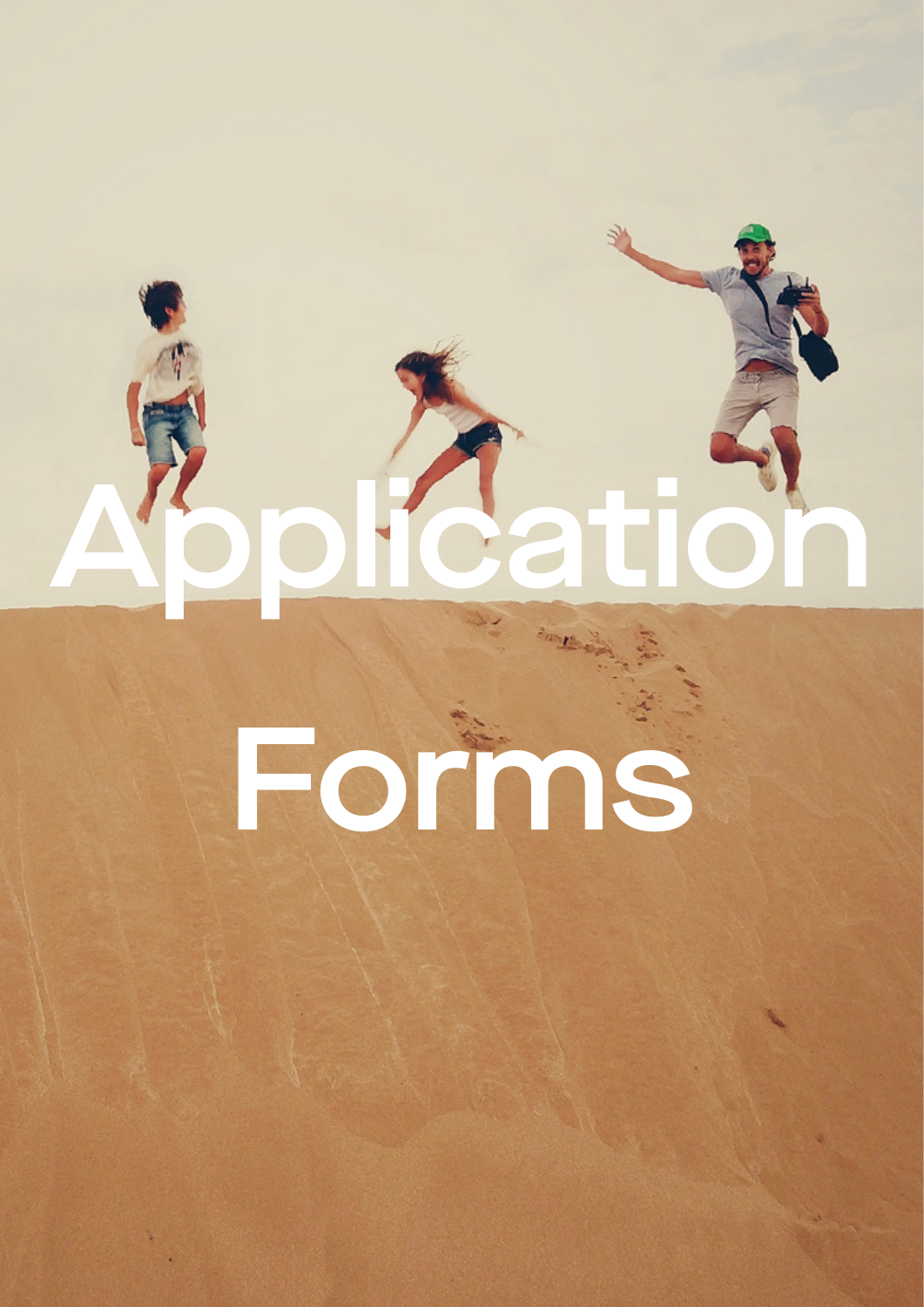# Application Forms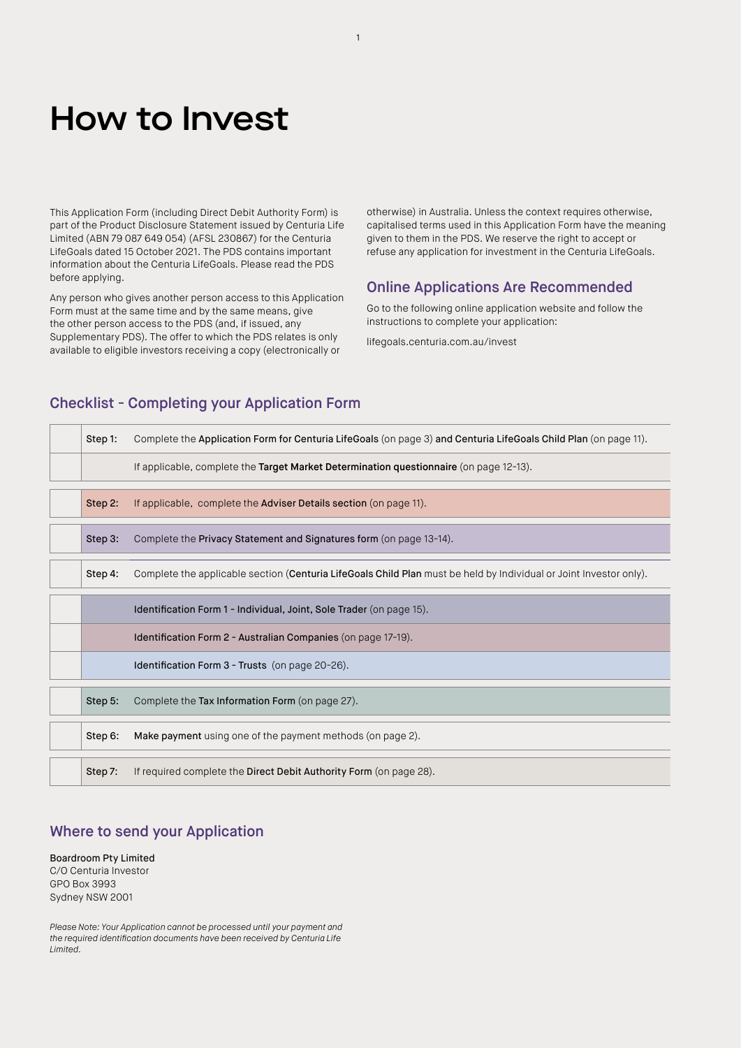# How to Invest

This Application Form (including Direct Debit Authority Form) is part of the Product Disclosure Statement issued by Centuria Life Limited (ABN 79 087 649 054) (AFSL 230867) for the Centuria LifeGoals dated 15 October 2021. The PDS contains important information about the Centuria LifeGoals. Please read the PDS before applying.

Any person who gives another person access to this Application Form must at the same time and by the same means, give the other person access to the PDS (and, if issued, any Supplementary PDS). The offer to which the PDS relates is only available to eligible investors receiving a copy (electronically or otherwise) in Australia. Unless the context requires otherwise, capitalised terms used in this Application Form have the meaning given to them in the PDS. We reserve the right to accept or refuse any application for investment in the Centuria LifeGoals.

## Online Applications Are Recommended

Go to the following online application website and follow the instructions to complete your application:

lifegoals.centuria.com.au/invest

## Checklist - Completing your Application Form

| | | |
|---|---|---|
| | Step 1: | Complete the **Application Form for Centuria LifeGoals** (on page 3) **and Centuria LifeGoals Child Plan** (on page 11). |
| | | If applicable, complete the **Target Market Determination questionnaire** (on page 12-13). |
| | Step 2: | If applicable, complete the **Adviser Details section** (on page 11). |
| | Step 3: | Complete the **Privacy Statement and Signatures form** (on page 13-14). |
| | Step 4: | Complete the applicable section (**Centuria LifeGoals Child Plan** must be held by Individual or Joint Investor only). |
| | | **Identification Form 1 - Individual, Joint, Sole Trader** (on page 15). |
| | | **Identification Form 2 - Australian Companies** (on page 17-19). |
| | | **Identification Form 3 - Trusts** (on page 20-26). |
| | Step 5: | Complete the **Tax Information Form** (on page 27). |
| | Step 6: | **Make payment** using one of the payment methods (on page 2). |
| | Step 7: | If required complete the **Direct Debit Authority Form** (on page 28). |

## Where to send your Application

**Boardroom Pty Limited**
C/O Centuria Investor
GPO Box 3993
Sydney NSW 2001

*Please Note: Your Application cannot be processed until your payment and the required identification documents have been received by Centuria Life Limited.*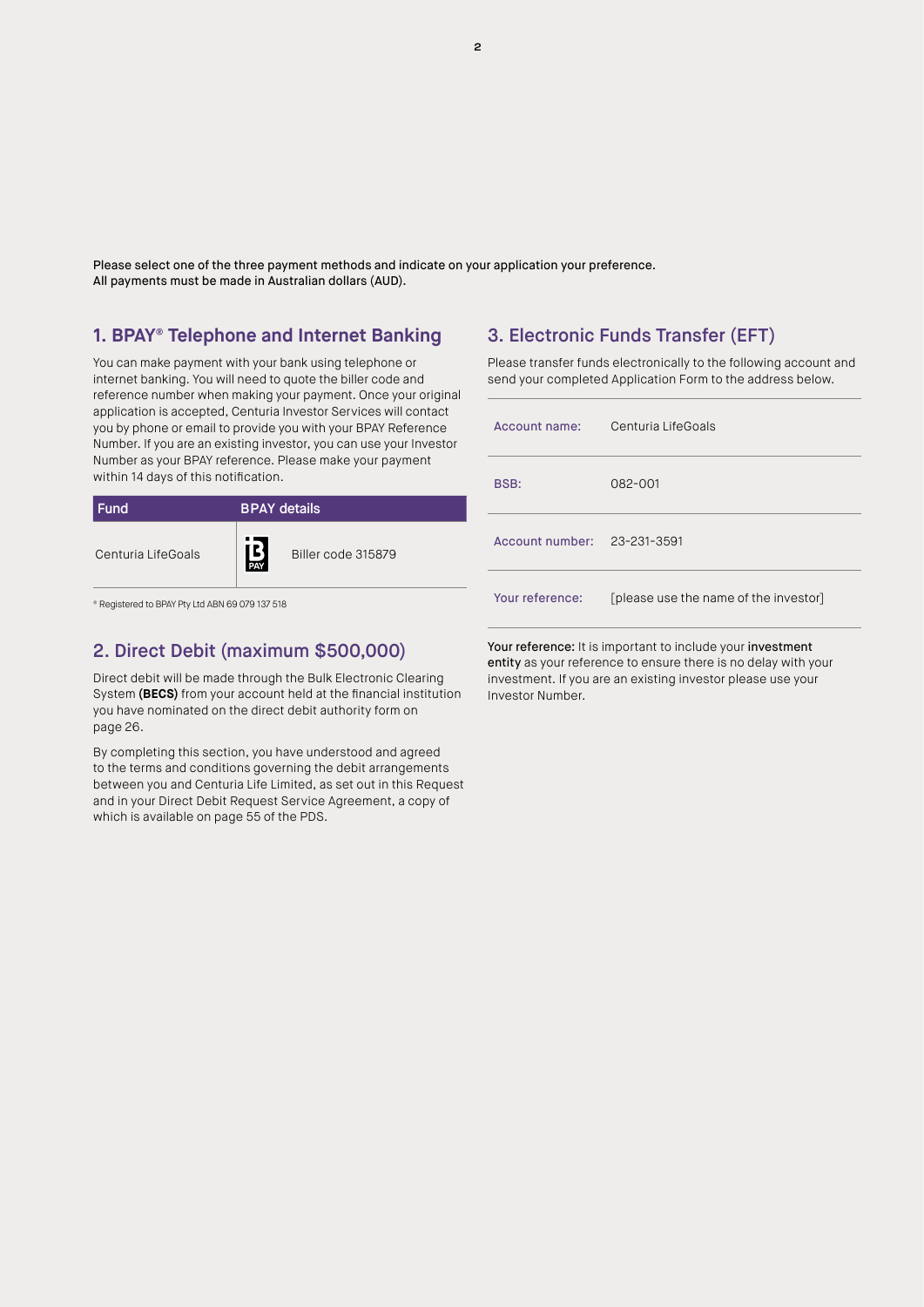Please select one of the three payment methods and indicate on your application your preference.
All payments must be made in Australian dollars (AUD).

## 1. BPAY® Telephone and Internet Banking

You can make payment with your bank using telephone or internet banking. You will need to quote the biller code and reference number when making your payment. Once your original application is accepted, Centuria Investor Services will contact you by phone or email to provide you with your BPAY Reference Number. If you are an existing investor, you can use your Investor Number as your BPAY reference. Please make your payment within 14 days of this notification.

| Fund | BPAY details |
|---|---|
| Centuria LifeGoals | Biller code 315879 |

® Registered to BPAY Pty Ltd ABN 69 079 137 518

## 2. Direct Debit (maximum $500,000)

Direct debit will be made through the Bulk Electronic Clearing System **(BECS)** from your account held at the financial institution you have nominated on the direct debit authority form on page 26.

By completing this section, you have understood and agreed to the terms and conditions governing the debit arrangements between you and Centuria Life Limited, as set out in this Request and in your Direct Debit Request Service Agreement, a copy of which is available on page 55 of the PDS.

## 3. Electronic Funds Transfer (EFT)

Please transfer funds electronically to the following account and send your completed Application Form to the address below.

| | |
|---|---|
| Account name: | Centuria LifeGoals |
| BSB: | 082-001 |
| Account number: | 23-231-3591 |
| Your reference: | [please use the name of the investor] |

**Your reference:** It is important to include your **investment entity** as your reference to ensure there is no delay with your investment. If you are an existing investor please use your Investor Number.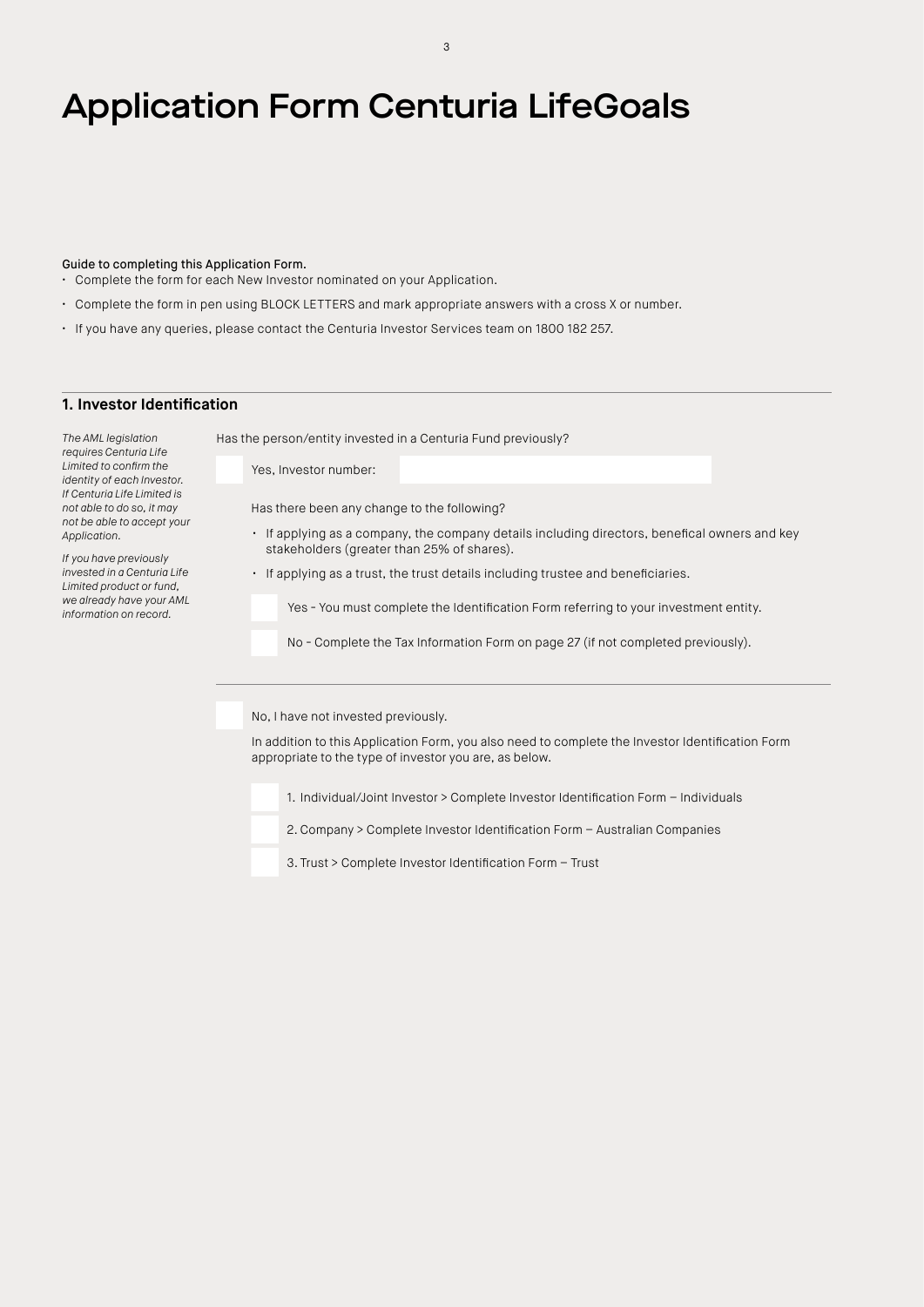# Application Form Centuria LifeGoals

**Guide to completing this Application Form.**

- Complete the form for each New Investor nominated on your Application.
- Complete the form in pen using BLOCK LETTERS and mark appropriate answers with a cross X or number.
- If you have any queries, please contact the Centuria Investor Services team on 1800 182 257.

## 1. Investor Identification

*The AML legislation requires Centuria Life Limited to confirm the identity of each Investor. If Centuria Life Limited is not able to do so, it may not be able to accept your Application.*

*If you have previously invested in a Centuria Life Limited product or fund, we already have your AML information on record.*

Has the person/entity invested in a Centuria Fund previously?

☐ Yes, Investor number: ____________________

Has there been any change to the following?

- If applying as a company, the company details including directors, benefical owners and key stakeholders (greater than 25% of shares).
- If applying as a trust, the trust details including trustee and beneficiaries.

☐ Yes - You must complete the Identification Form referring to your investment entity.

☐ No - Complete the Tax Information Form on page 27 (if not completed previously).

---

☐ No, I have not invested previously.

In addition to this Application Form, you also need to complete the Investor Identification Form appropriate to the type of investor you are, as below.

☐ 1. Individual/Joint Investor > Complete Investor Identification Form – Individuals

☐ 2. Company > Complete Investor Identification Form – Australian Companies

☐ 3. Trust > Complete Investor Identification Form – Trust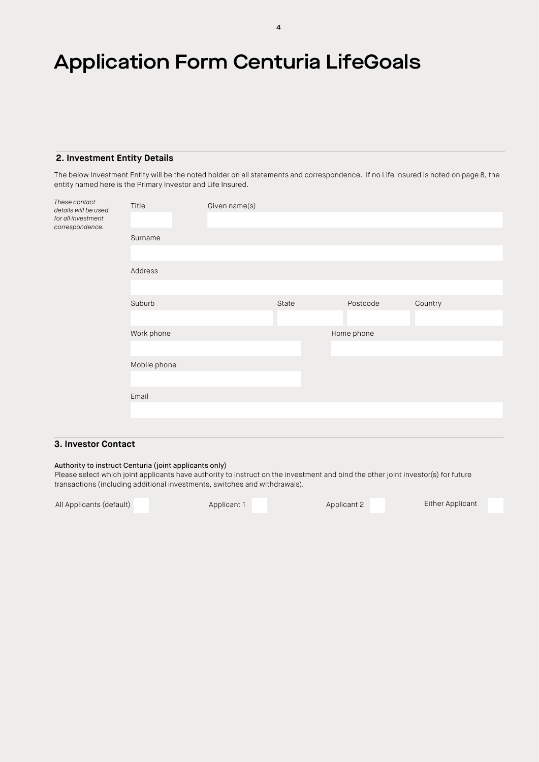# Application Form Centuria LifeGoals

## 2. Investment Entity Details

The below Investment Entity will be the noted holder on all statements and correspondence.  If no Life Insured is noted on page 8, the entity named here is the Primary Investor and Life Insured.

*These contact details will be used for all investment correspondence.*

Title

Given name(s)

Surname

Address

Suburb

State

Postcode

Country

Work phone

Home phone

Mobile phone

Email

## 3. Investor Contact

Authority to instruct Centuria (joint applicants only)

Please select which joint applicants have authority to instruct on the investment and bind the other joint investor(s) for future transactions (including additional investments, switches and withdrawals).

All Applicants (default) ☐   Applicant 1 ☐   Applicant 2 ☐   Either Applicant ☐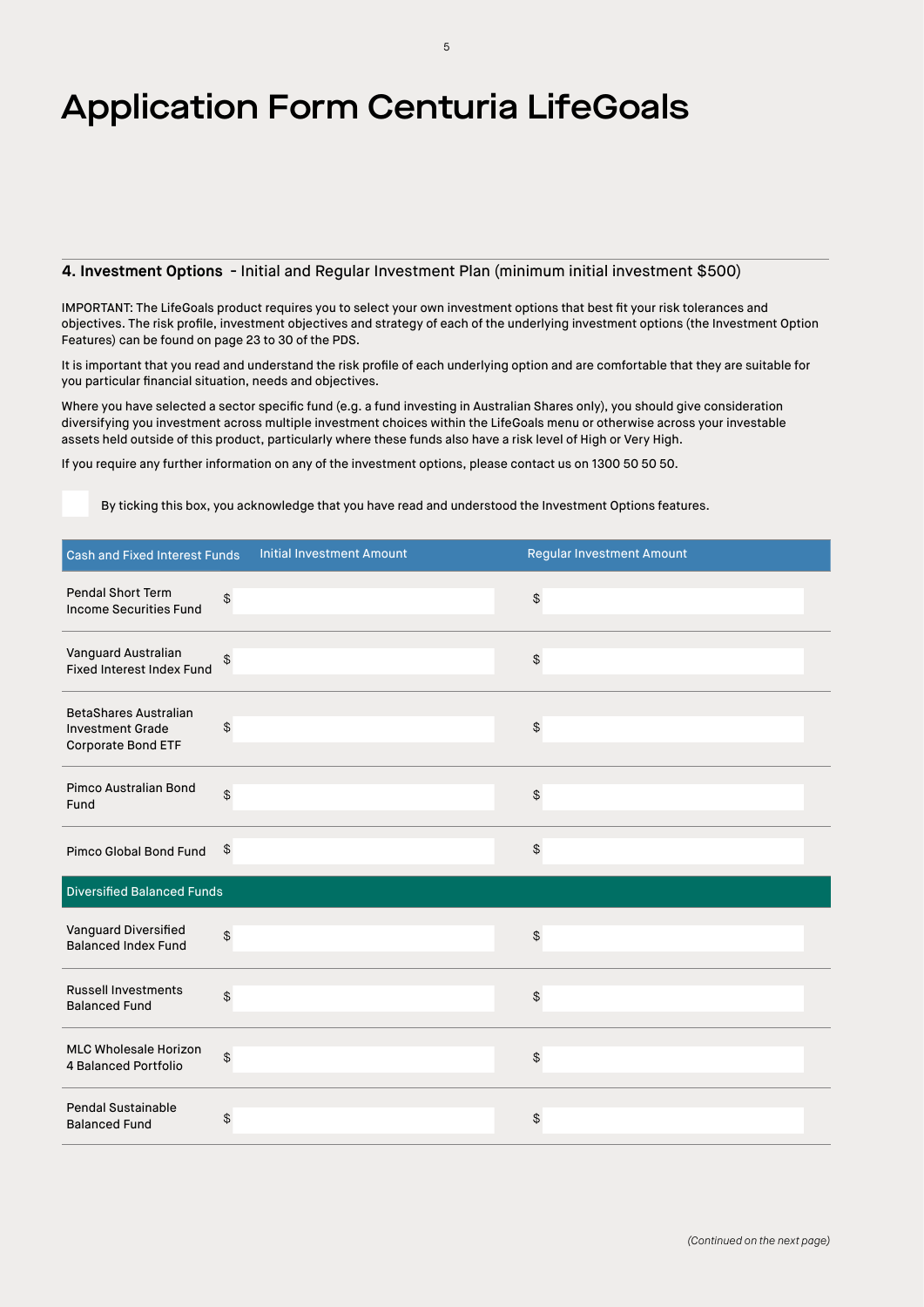# Application Form Centuria LifeGoals

**4. Investment Options** - Initial and Regular Investment Plan (minimum initial investment $500)

IMPORTANT: The LifeGoals product requires you to select your own investment options that best fit your risk tolerances and objectives. The risk profile, investment objectives and strategy of each of the underlying investment options (the Investment Option Features) can be found on page 23 to 30 of the PDS.

It is important that you read and understand the risk profile of each underlying option and are comfortable that they are suitable for you particular financial situation, needs and objectives.

Where you have selected a sector specific fund (e.g. a fund investing in Australian Shares only), you should give consideration diversifying you investment across multiple investment choices within the LifeGoals menu or otherwise across your investable assets held outside of this product, particularly where these funds also have a risk level of High or Very High.

If you require any further information on any of the investment options, please contact us on 1300 50 50 50.

☐ By ticking this box, you acknowledge that you have read and understood the Investment Options features.

| Cash and Fixed Interest Funds | Initial Investment Amount | Regular Investment Amount |
|---|---|---|
| Pendal Short Term Income Securities Fund | $ | $ |
| Vanguard Australian Fixed Interest Index Fund | $ | $ |
| BetaShares Australian Investment Grade Corporate Bond ETF | $ | $ |
| Pimco Australian Bond Fund | $ | $ |
| Pimco Global Bond Fund | $ | $ |
| **Diversified Balanced Funds** | | |
| Vanguard Diversified Balanced Index Fund | $ | $ |
| Russell Investments Balanced Fund | $ | $ |
| MLC Wholesale Horizon 4 Balanced Portfolio | $ | $ |
| Pendal Sustainable Balanced Fund | $ | $ |

*(Continued on the next page)*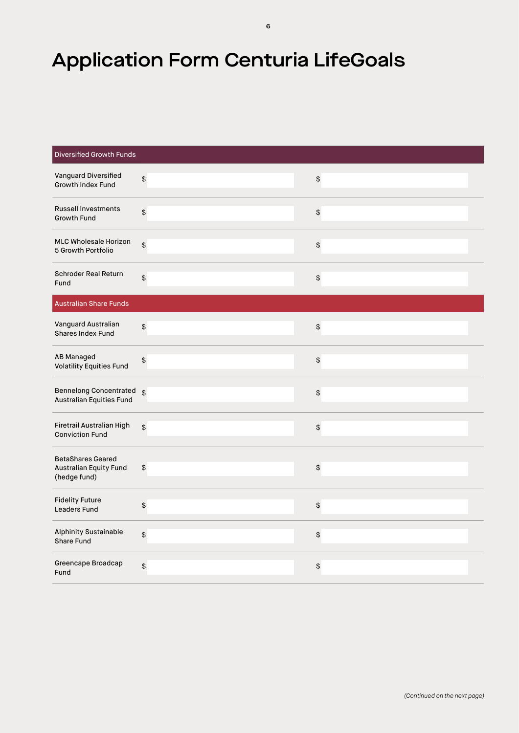# Application Form Centuria LifeGoals

| Diversified Growth Funds | | |
|---|---|---|
| Vanguard Diversified Growth Index Fund | $ | $ |
| Russell Investments Growth Fund | $ | $ |
| MLC Wholesale Horizon 5 Growth Portfolio | $ | $ |
| Schroder Real Return Fund | $ | $ |
| **Australian Share Funds** | | |
| Vanguard Australian Shares Index Fund | $ | $ |
| AB Managed Volatility Equities Fund | $ | $ |
| Bennelong Concentrated Australian Equities Fund | $ | $ |
| Firetrail Australian High Conviction Fund | $ | $ |
| BetaShares Geared Australian Equity Fund (hedge fund) | $ | $ |
| Fidelity Future Leaders Fund | $ | $ |
| Alphinity Sustainable Share Fund | $ | $ |
| Greencape Broadcap Fund | $ | $ |

*(Continued on the next page)*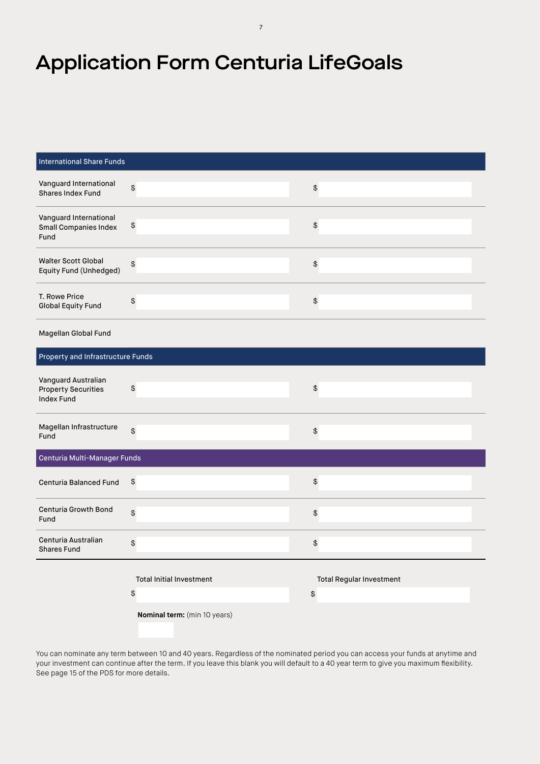# Application Form Centuria LifeGoals

| International Share Funds | | |
|---|---|---|
| Vanguard International Shares Index Fund | $ | $ |
| Vanguard International Small Companies Index Fund | $ | $ |
| Walter Scott Global Equity Fund (Unhedged) | $ | $ |
| T. Rowe Price Global Equity Fund | $ | $ |
| Magellan Global Fund | | |
| **Property and Infrastructure Funds** | | |
| Vanguard Australian Property Securities Index Fund | $ | $ |
| Magellan Infrastructure Fund | $ | $ |
| **Centuria Multi-Manager Funds** | | |
| Centuria Balanced Fund | $ | $ |
| Centuria Growth Bond Fund | $ | $ |
| Centuria Australian Shares Fund | $ | $ |

| | Total Initial Investment | Total Regular Investment |
|---|---|---|
| | $ | $ |

**Nominal term:** (min 10 years)

You can nominate any term between 10 and 40 years. Regardless of the nominated period you can access your funds at anytime and your investment can continue after the term. If you leave this blank you will default to a 40 year term to give you maximum flexibility. See page 15 of the PDS for more details.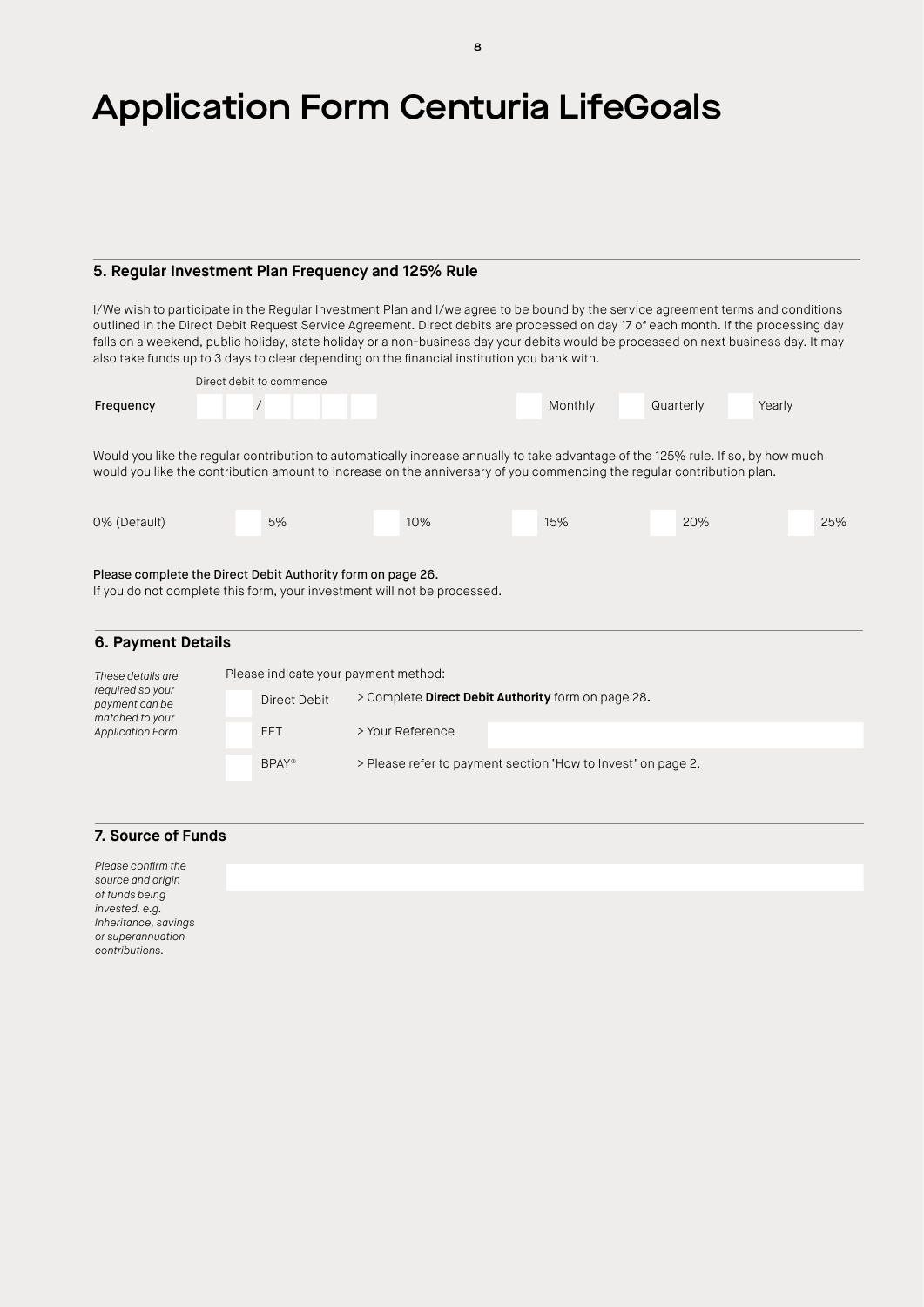# Application Form Centuria LifeGoals

## 5. Regular Investment Plan Frequency and 125% Rule

I/We wish to participate in the Regular Investment Plan and I/we agree to be bound by the service agreement terms and conditions outlined in the Direct Debit Request Service Agreement. Direct debits are processed on day 17 of each month. If the processing day falls on a weekend, public holiday, state holiday or a non-business day your debits would be processed on next business day. It may also take funds up to 3 days to clear depending on the financial institution you bank with.

Direct debit to commence

Frequency ☐☐ / ☐☐☐☐ ☐ Monthly ☐ Quarterly ☐ Yearly

Would you like the regular contribution to automatically increase annually to take advantage of the 125% rule. If so, by how much would you like the contribution amount to increase on the anniversary of you commencing the regular contribution plan.

0% (Default) ☐ 5% ☐ 10% ☐ 15% ☐ 20% ☐ 25%

Please complete the Direct Debit Authority form on page 26.
If you do not complete this form, your investment will not be processed.

## 6. Payment Details

*These details are required so your payment can be matched to your Application Form.*

Please indicate your payment method:

☐ Direct Debit > Complete **Direct Debit Authority** form on page 28.

☐ EFT > Your Reference

☐ BPAY® > Please refer to payment section 'How to Invest' on page 2.

## 7. Source of Funds

*Please confirm the source and origin of funds being invested. e.g. Inheritance, savings or superannuation contributions.*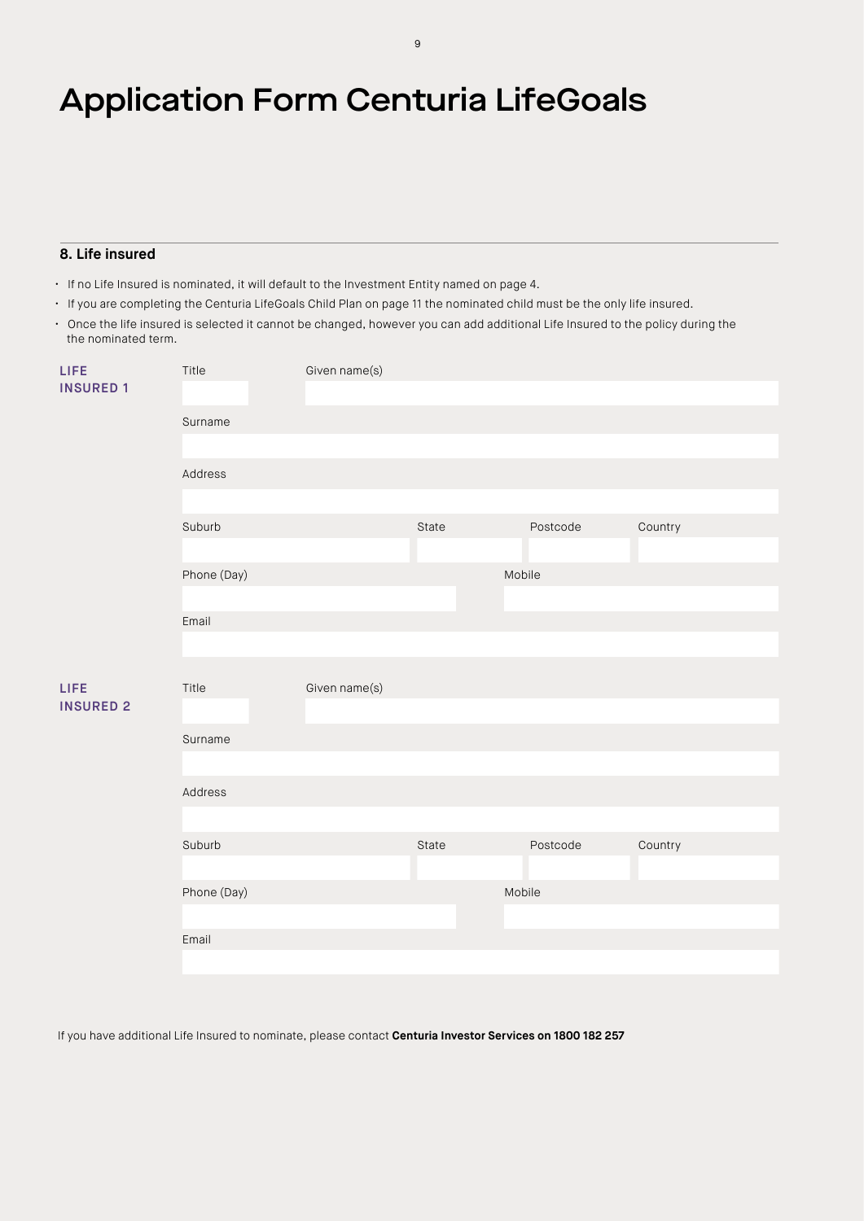# Application Form Centuria LifeGoals

## 8. Life insured

- If no Life Insured is nominated, it will default to the Investment Entity named on page 4.
- If you are completing the Centuria LifeGoals Child Plan on page 11 the nominated child must be the only life insured.
- Once the life insured is selected it cannot be changed, however you can add additional Life Insured to the policy during the the nominated term.

**LIFE INSURED 1**

Title

Given name(s)

Surname

Address

Suburb

State

Postcode

Country

Phone (Day)

Mobile

Email

**LIFE INSURED 2**

Title

Given name(s)

Surname

Address

Suburb

State

Postcode

Country

Phone (Day)

Mobile

Email

If you have additional Life Insured to nominate, please contact **Centuria Investor Services on 1800 182 257**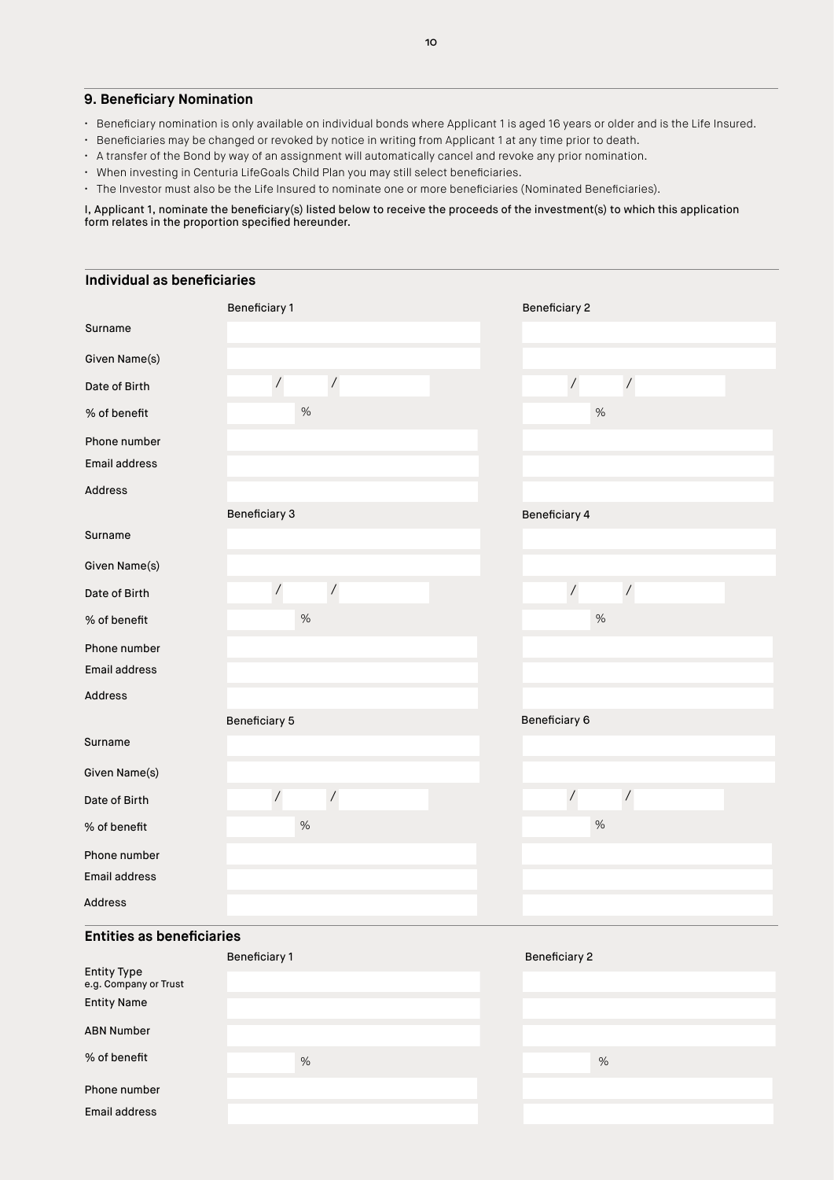## 9. Beneficiary Nomination

- Beneficiary nomination is only available on individual bonds where Applicant 1 is aged 16 years or older and is the Life Insured.
- Beneficiaries may be changed or revoked by notice in writing from Applicant 1 at any time prior to death.
- A transfer of the Bond by way of an assignment will automatically cancel and revoke any prior nomination.
- When investing in Centuria LifeGoals Child Plan you may still select beneficiaries.
- The Investor must also be the Life Insured to nominate one or more beneficiaries (Nominated Beneficiaries).

I, Applicant 1, nominate the beneficiary(s) listed below to receive the proceeds of the investment(s) to which this application form relates in the proportion specified hereunder.

### Individual as beneficiaries

| | Beneficiary 1 | Beneficiary 2 |
|---|---|---|
| Surname | | |
| Given Name(s) | | |
| Date of Birth | / / | / / |
| % of benefit | % | % |
| Phone number | | |
| Email address | | |
| Address | | |

| | Beneficiary 3 | Beneficiary 4 |
|---|---|---|
| Surname | | |
| Given Name(s) | | |
| Date of Birth | / / | / / |
| % of benefit | % | % |
| Phone number | | |
| Email address | | |
| Address | | |

| | Beneficiary 5 | Beneficiary 6 |
|---|---|---|
| Surname | | |
| Given Name(s) | | |
| Date of Birth | / / | / / |
| % of benefit | % | % |
| Phone number | | |
| Email address | | |
| Address | | |

### Entities as beneficiaries

| | Beneficiary 1 | Beneficiary 2 |
|---|---|---|
| Entity Type e.g. Company or Trust | | |
| Entity Name | | |
| ABN Number | | |
| % of benefit | % | % |
| Phone number | | |
| Email address | | |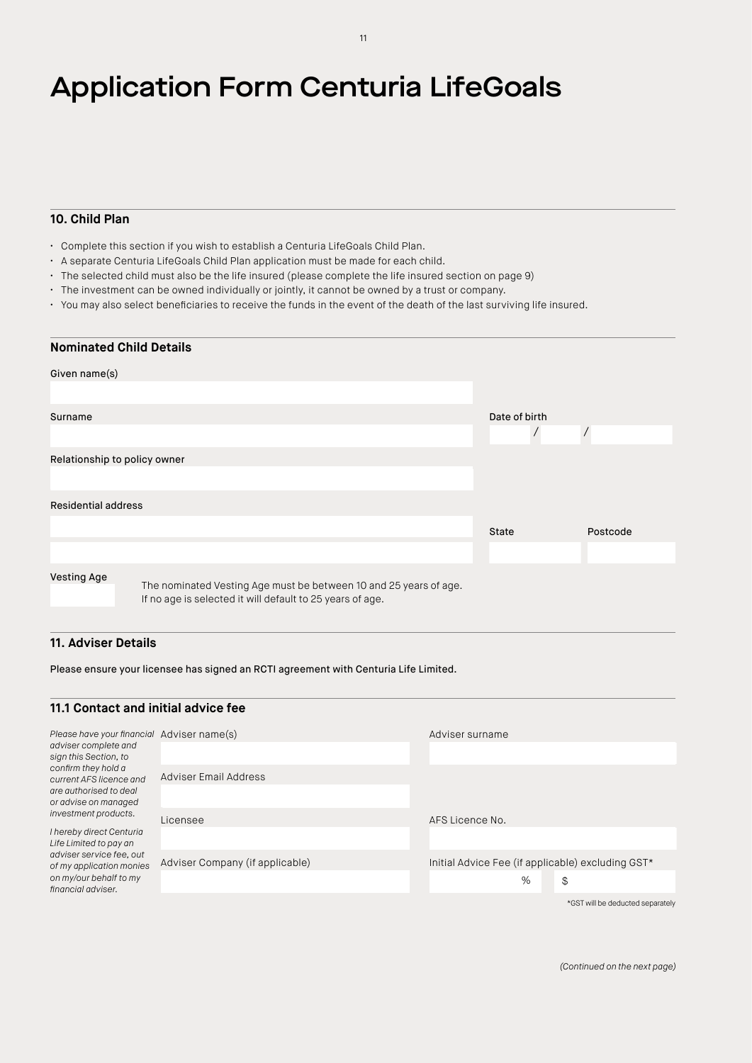# Application Form Centuria LifeGoals

## 10. Child Plan

- Complete this section if you wish to establish a Centuria LifeGoals Child Plan.
- A separate Centuria LifeGoals Child Plan application must be made for each child.
- The selected child must also be the life insured (please complete the life insured section on page 9)
- The investment can be owned individually or jointly, it cannot be owned by a trust or company.
- You may also select beneficiaries to receive the funds in the event of the death of the last surviving life insured.

### Nominated Child Details

Given name(s)

Surname

Date of birth  /  /

Relationship to policy owner

Residential address

State

Postcode

Vesting Age

The nominated Vesting Age must be between 10 and 25 years of age.
If no age is selected it will default to 25 years of age.

## 11. Adviser Details

Please ensure your licensee has signed an RCTI agreement with Centuria Life Limited.

### 11.1 Contact and initial advice fee

*Please have your financial adviser complete and sign this Section, to confirm they hold a current AFS licence and are authorised to deal or advise on managed investment products.*

*I hereby direct Centuria Life Limited to pay an adviser service fee, out of my application monies on my/our behalf to my financial adviser.*

Adviser name(s)

Adviser surname

Adviser Email Address

Licensee

AFS Licence No.

Adviser Company (if applicable)

Initial Advice Fee (if applicable) excluding GST*

% $

*GST will be deducted separately

*(Continued on the next page)*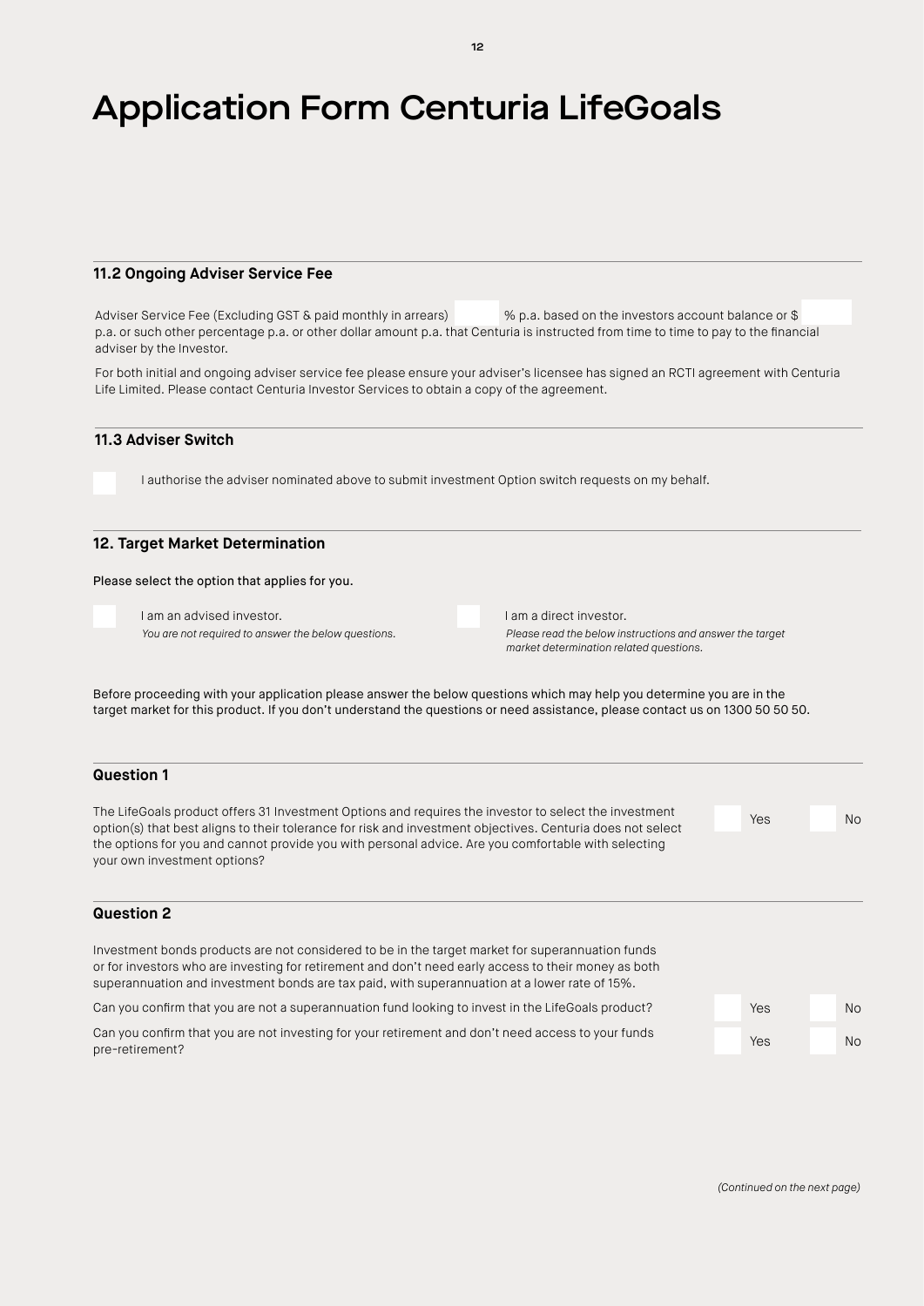# Application Form Centuria LifeGoals

## 11.2 Ongoing Adviser Service Fee

Adviser Service Fee (Excluding GST & paid monthly in arrears) ______ % p.a. based on the investors account balance or $ ______ p.a. or such other percentage p.a. or other dollar amount p.a. that Centuria is instructed from time to time to pay to the financial adviser by the Investor.

For both initial and ongoing adviser service fee please ensure your adviser's licensee has signed an RCTI agreement with Centuria Life Limited. Please contact Centuria Investor Services to obtain a copy of the agreement.

## 11.3 Adviser Switch

☐ I authorise the adviser nominated above to submit investment Option switch requests on my behalf.

## 12. Target Market Determination

**Please select the option that applies for you.**

☐ I am an advised investor.
*You are not required to answer the below questions.*

☐ I am a direct investor.
*Please read the below instructions and answer the target market determination related questions.*

Before proceeding with your application please answer the below questions which may help you determine you are in the target market for this product. If you don't understand the questions or need assistance, please contact us on 1300 50 50 50.

### Question 1

The LifeGoals product offers 31 Investment Options and requires the investor to select the investment option(s) that best aligns to their tolerance for risk and investment objectives. Centuria does not select the options for you and cannot provide you with personal advice. Are you comfortable with selecting your own investment options?

☐ Yes ☐ No

### Question 2

Investment bonds products are not considered to be in the target market for superannuation funds or for investors who are investing for retirement and don't need early access to their money as both superannuation and investment bonds are tax paid, with superannuation at a lower rate of 15%.

Can you confirm that you are not a superannuation fund looking to invest in the LifeGoals product?

☐ Yes ☐ No

Can you confirm that you are not investing for your retirement and don't need access to your funds pre-retirement?

☐ Yes ☐ No

*(Continued on the next page)*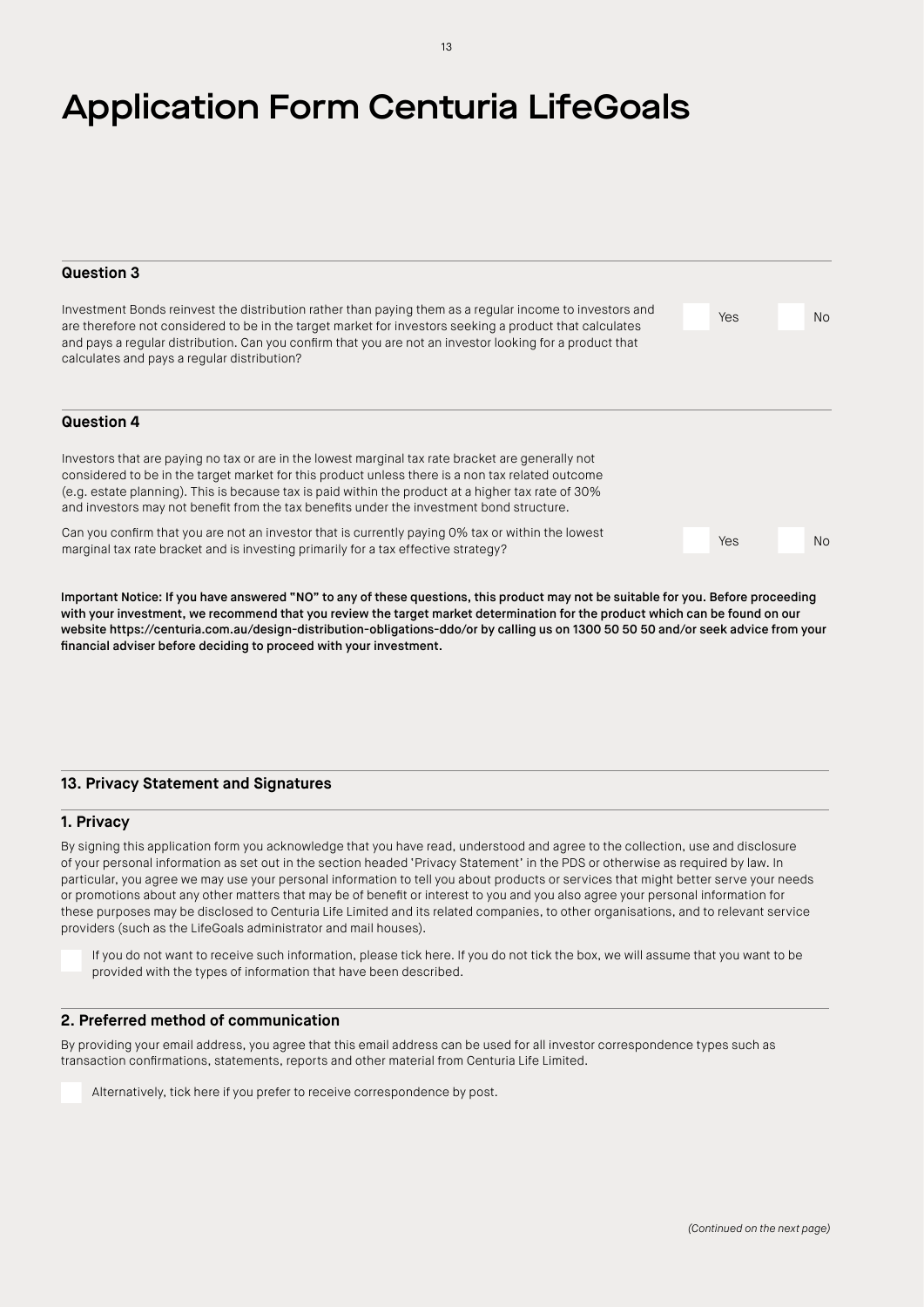// Application Form Centuria LifeGoals

### Question 3

Investment Bonds reinvest the distribution rather than paying them as a regular income to investors and are therefore not considered to be in the target market for investors seeking a product that calculates and pays a regular distribution. Can you confirm that you are not an investor looking for a product that calculates and pays a regular distribution?

☐ Yes ☐ No

### Question 4

Investors that are paying no tax or are in the lowest marginal tax rate bracket are generally not considered to be in the target market for this product unless there is a non tax related outcome (e.g. estate planning). This is because tax is paid within the product at a higher tax rate of 30% and investors may not benefit from the tax benefits under the investment bond structure.

Can you confirm that you are not an investor that is currently paying 0% tax or within the lowest marginal tax rate bracket and is investing primarily for a tax effective strategy?

☐ Yes ☐ No

**Important Notice: If you have answered "NO" to any of these questions, this product may not be suitable for you. Before proceeding with your investment, we recommend that you review the target market determination for the product which can be found on our website https://centuria.com.au/design-distribution-obligations-ddo/or by calling us on 1300 50 50 50 and/or seek advice from your financial adviser before deciding to proceed with your investment.**

## 13. Privacy Statement and Signatures

### 1. Privacy

By signing this application form you acknowledge that you have read, understood and agree to the collection, use and disclosure of your personal information as set out in the section headed 'Privacy Statement' in the PDS or otherwise as required by law. In particular, you agree we may use your personal information to tell you about products or services that might better serve your needs or promotions about any other matters that may be of benefit or interest to you and you also agree your personal information for these purposes may be disclosed to Centuria Life Limited and its related companies, to other organisations, and to relevant service providers (such as the LifeGoals administrator and mail houses).

☐ If you do not want to receive such information, please tick here. If you do not tick the box, we will assume that you want to be provided with the types of information that have been described.

### 2. Preferred method of communication

By providing your email address, you agree that this email address can be used for all investor correspondence types such as transaction confirmations, statements, reports and other material from Centuria Life Limited.

☐ Alternatively, tick here if you prefer to receive correspondence by post.

*(Continued on the next page)*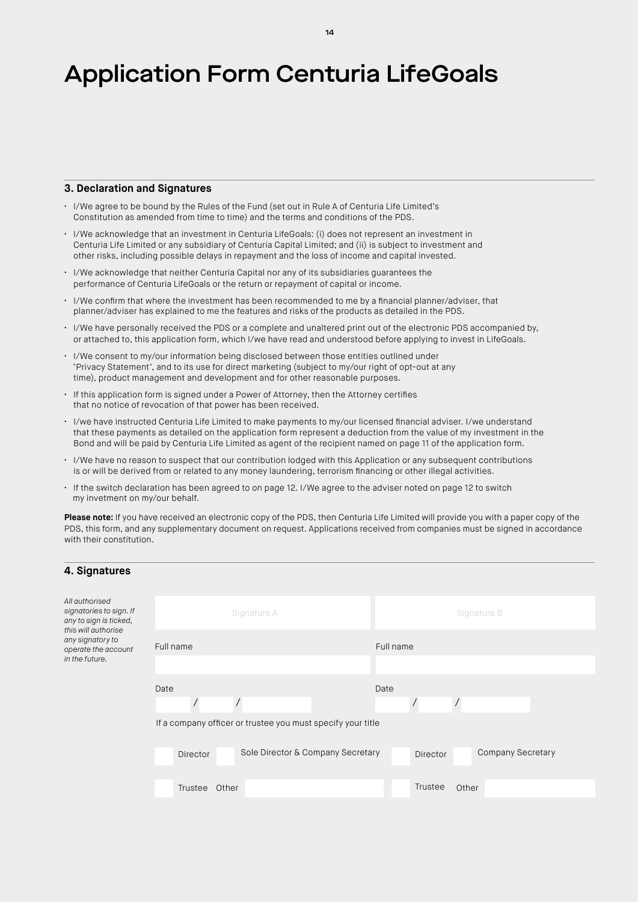# Application Form Centuria LifeGoals

## 3. Declaration and Signatures

- I/We agree to be bound by the Rules of the Fund (set out in Rule A of Centuria Life Limited's Constitution as amended from time to time) and the terms and conditions of the PDS.
- I/We acknowledge that an investment in Centuria LifeGoals: (i) does not represent an investment in Centuria Life Limited or any subsidiary of Centuria Capital Limited; and (ii) is subject to investment and other risks, including possible delays in repayment and the loss of income and capital invested.
- I/We acknowledge that neither Centuria Capital nor any of its subsidiaries guarantees the performance of Centuria LifeGoals or the return or repayment of capital or income.
- I/We confirm that where the investment has been recommended to me by a financial planner/adviser, that planner/adviser has explained to me the features and risks of the products as detailed in the PDS.
- I/We have personally received the PDS or a complete and unaltered print out of the electronic PDS accompanied by, or attached to, this application form, which I/we have read and understood before applying to invest in LifeGoals.
- I/We consent to my/our information being disclosed between those entities outlined under 'Privacy Statement', and to its use for direct marketing (subject to my/our right of opt-out at any time), product management and development and for other reasonable purposes.
- If this application form is signed under a Power of Attorney, then the Attorney certifies that no notice of revocation of that power has been received.
- I/we have instructed Centuria Life Limited to make payments to my/our licensed financial adviser. I/we understand that these payments as detailed on the application form represent a deduction from the value of my investment in the Bond and will be paid by Centuria Life Limited as agent of the recipient named on page 11 of the application form.
- I/We have no reason to suspect that our contribution lodged with this Application or any subsequent contributions is or will be derived from or related to any money laundering, terrorism financing or other illegal activities.
- If the switch declaration has been agreed to on page 12. I/We agree to the adviser noted on page 12 to switch my invetment on my/our behalf.

**Please note:** If you have received an electronic copy of the PDS, then Centuria Life Limited will provide you with a paper copy of the PDS, this form, and any supplementary document on request. Applications received from companies must be signed in accordance with their constitution.

## 4. Signatures

*All authorised signatories to sign. If any to sign is ticked, this will authorise any signatory to operate the account in the future.*

| Signature A | Signature B |
|---|---|
| Full name | Full name |
| Date / / | Date / / |

If a company officer or trustee you must specify your title

| Signature A | Signature B |
|---|---|
| ☐ Director ☐ Sole Director & Company Secretary | ☐ Director ☐ Company Secretary |
| ☐ Trustee Other | ☐ Trustee Other |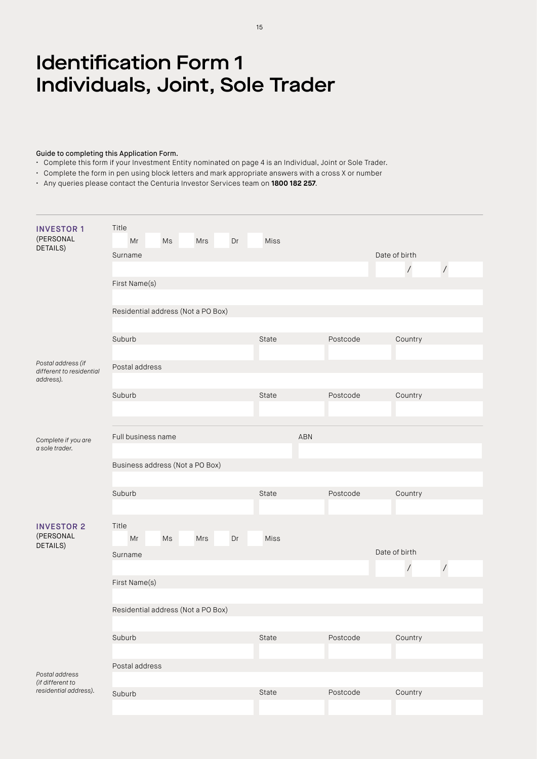# Identification Form 1
# Individuals, Joint, Sole Trader

**Guide to completing this Application Form.**

- Complete this form if your Investment Entity nominated on page 4 is an Individual, Joint or Sole Trader.
- Complete the form in pen using block letters and mark appropriate answers with a cross X or number
- Any queries please contact the Centuria Investor Services team on **1800 182 257**.

---

**INVESTOR 1** (PERSONAL DETAILS)

Title

☐ Mr ☐ Ms ☐ Mrs ☐ Dr ☐ Miss

Surname

Date of birth ___ / ___ / ___

First Name(s)

Residential address (Not a PO Box)

| Suburb | State | Postcode | Country |
|---|---|---|---|
| | | | |

*Postal address (if different to residential address).*

Postal address

| Suburb | State | Postcode | Country |
|---|---|---|---|
| | | | |

---

*Complete if you are a sole trader.*

| Full business name | ABN |
|---|---|
| | |

Business address (Not a PO Box)

| Suburb | State | Postcode | Country |
|---|---|---|---|
| | | | |

**INVESTOR 2** (PERSONAL DETAILS)

Title

☐ Mr ☐ Ms ☐ Mrs ☐ Dr ☐ Miss

Surname

Date of birth ___ / ___ / ___

First Name(s)

Residential address (Not a PO Box)

| Suburb | State | Postcode | Country |
|---|---|---|---|
| | | | |

*Postal address (if different to residential address).*

Postal address

| Suburb | State | Postcode | Country |
|---|---|---|---|
| | | | |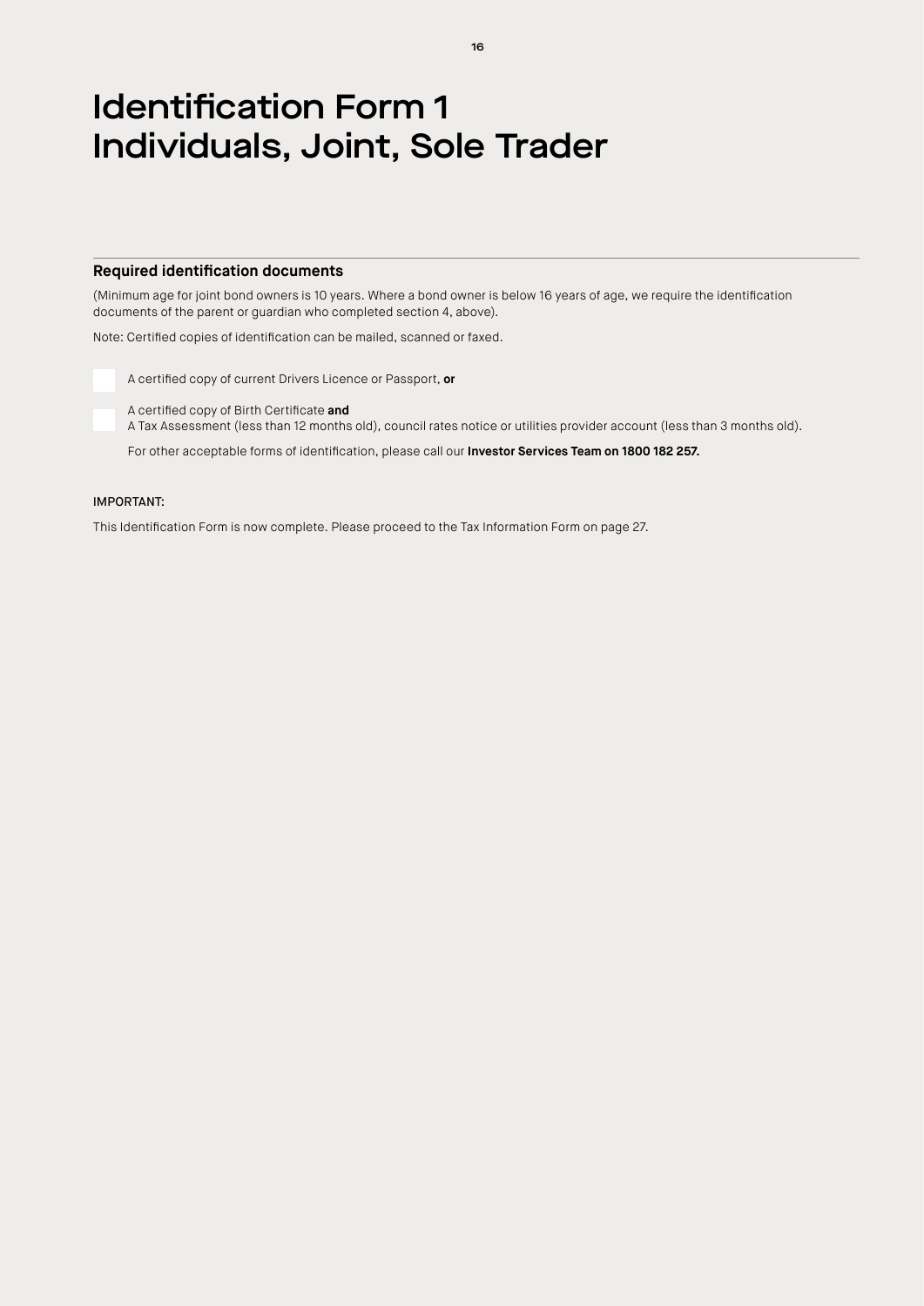# Identification Form 1
# Individuals, Joint, Sole Trader

## Required identification documents

(Minimum age for joint bond owners is 10 years. Where a bond owner is below 16 years of age, we require the identification documents of the parent or guardian who completed section 4, above).

Note: Certified copies of identification can be mailed, scanned or faxed.

- ☐ A certified copy of current Drivers Licence or Passport, **or**
- ☐ A certified copy of Birth Certificate **and**
  A Tax Assessment (less than 12 months old), council rates notice or utilities provider account (less than 3 months old).

For other acceptable forms of identification, please call our **Investor Services Team on 1800 182 257.**

IMPORTANT:

This Identification Form is now complete. Please proceed to the Tax Information Form on page 27.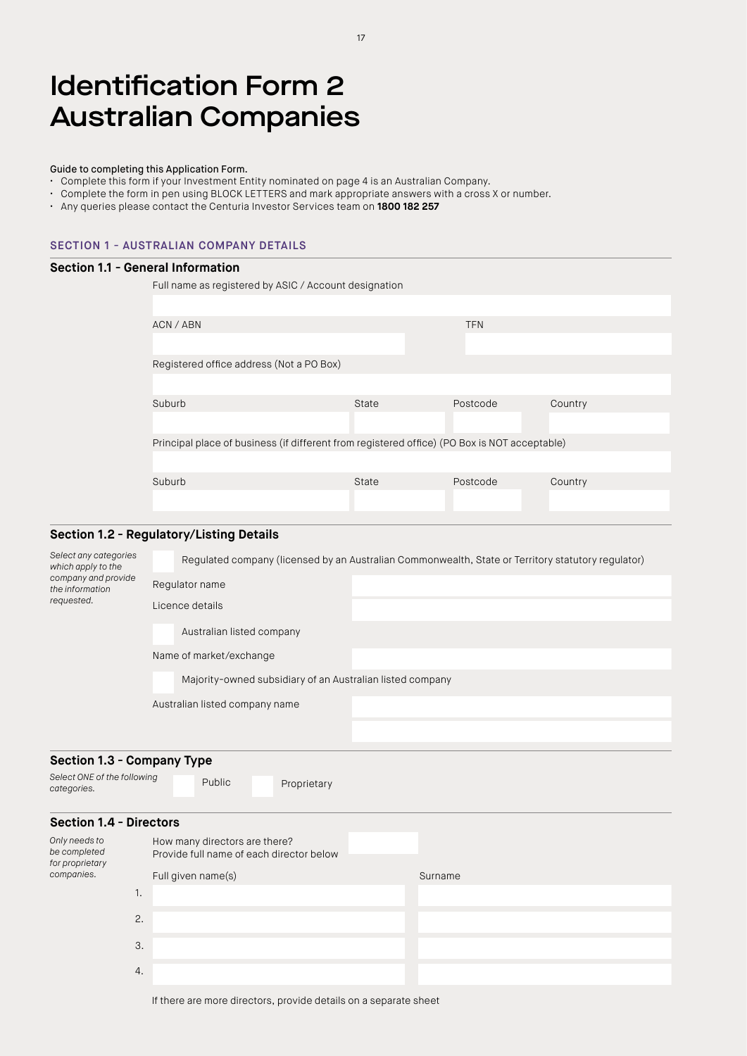# Identification Form 2 Australian Companies

**Guide to completing this Application Form.**

- Complete this form if your Investment Entity nominated on page 4 is an Australian Company.
- Complete the form in pen using BLOCK LETTERS and mark appropriate answers with a cross X or number.
- Any queries please contact the Centuria Investor Services team on **1800 182 257**

## SECTION 1 - AUSTRALIAN COMPANY DETAILS

### Section 1.1 - General Information

Full name as registered by ASIC / Account designation

ACN / ABN

TFN

Registered office address (Not a PO Box)

| Suburb | State | Postcode | Country |
|---|---|---|---|
| | | | |

Principal place of business (if different from registered office) (PO Box is NOT acceptable)

| Suburb | State | Postcode | Country |
|---|---|---|---|
| | | | |

### Section 1.2 - Regulatory/Listing Details

*Select any categories which apply to the company and provide the information requested.*

☐ Regulated company (licensed by an Australian Commonwealth, State or Territory statutory regulator)

Regulator name

Licence details

☐ Australian listed company

Name of market/exchange

☐ Majority-owned subsidiary of an Australian listed company

Australian listed company name

### Section 1.3 - Company Type

*Select ONE of the following categories.*

☐ Public ☐ Proprietary

### Section 1.4 - Directors

*Only needs to be completed for proprietary companies.*

How many directors are there?
Provide full name of each director below

| | Full given name(s) | Surname |
|---|---|---|
| 1. | | |
| 2. | | |
| 3. | | |
| 4. | | |

If there are more directors, provide details on a separate sheet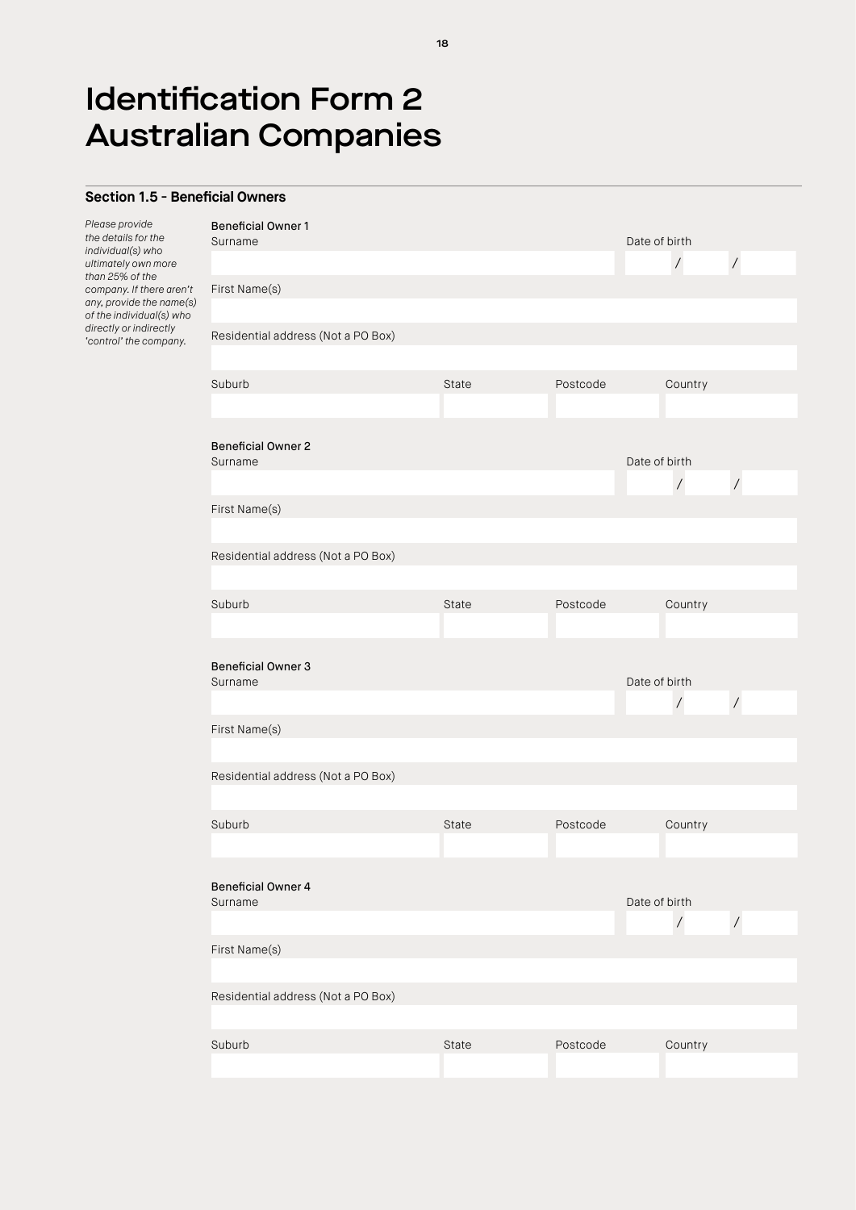# Identification Form 2 Australian Companies

## Section 1.5 - Beneficial Owners

*Please provide the details for the individual(s) who ultimately own more than 25% of the company. If there aren't any, provide the name(s) of the individual(s) who directly or indirectly 'control' the company.*

**Beneficial Owner 1**

Surname

Date of birth

/ /

First Name(s)

Residential address (Not a PO Box)

Suburb

State

Postcode

Country

**Beneficial Owner 2**

Surname

Date of birth

/ /

First Name(s)

Residential address (Not a PO Box)

Suburb

State

Postcode

Country

**Beneficial Owner 3**

Surname

Date of birth

/ /

First Name(s)

Residential address (Not a PO Box)

Suburb

State

Postcode

Country

**Beneficial Owner 4**

Surname

Date of birth

/ /

First Name(s)

Residential address (Not a PO Box)

Suburb

State

Postcode

Country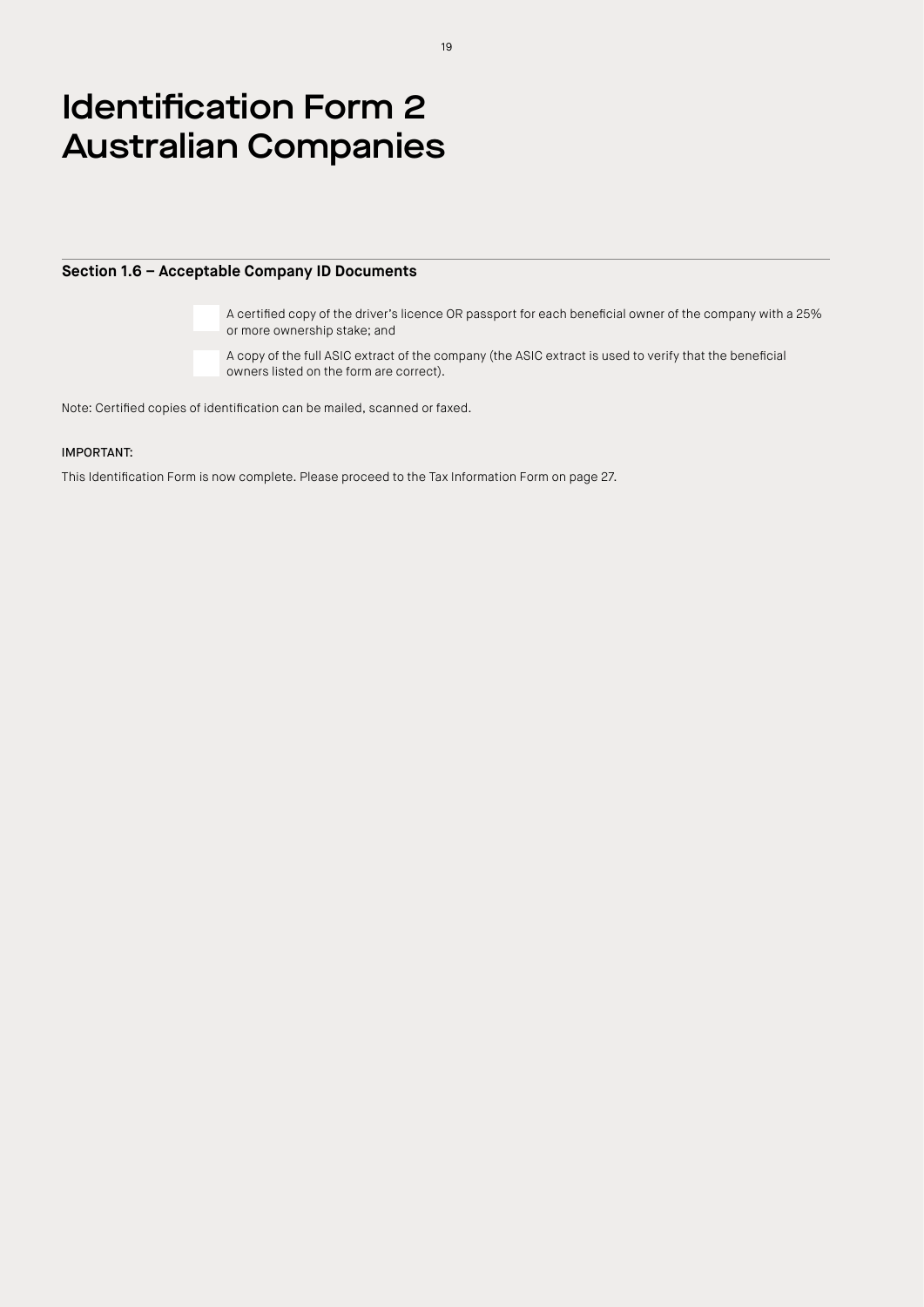# Identification Form 2 Australian Companies

## Section 1.6 – Acceptable Company ID Documents

- [ ] A certified copy of the driver's licence OR passport for each beneficial owner of the company with a 25% or more ownership stake; and
- [ ] A copy of the full ASIC extract of the company (the ASIC extract is used to verify that the beneficial owners listed on the form are correct).

Note: Certified copies of identification can be mailed, scanned or faxed.

IMPORTANT:

This Identification Form is now complete. Please proceed to the Tax Information Form on page 27.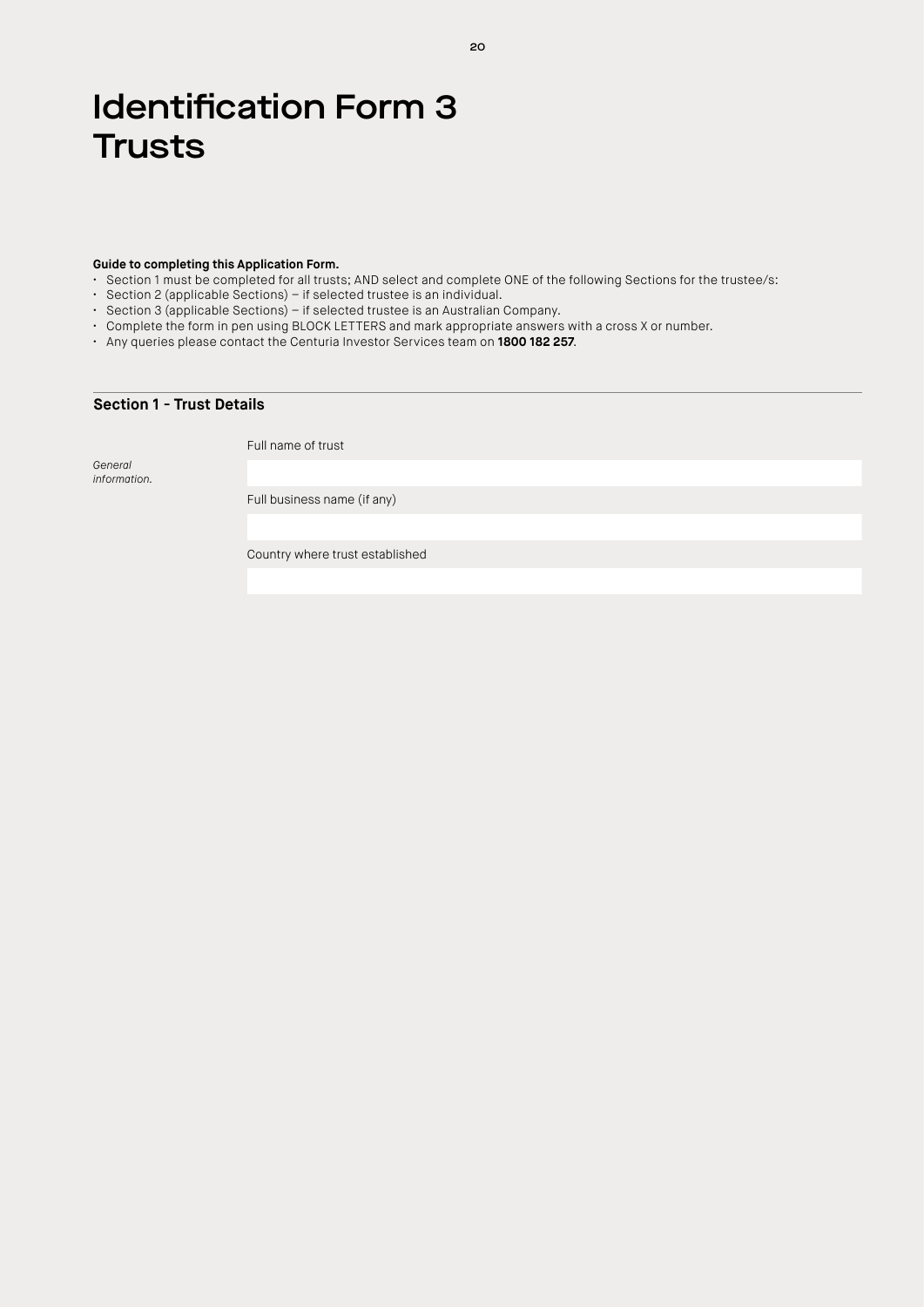# Identification Form 3 Trusts

**Guide to completing this Application Form.**

- Section 1 must be completed for all trusts; AND select and complete ONE of the following Sections for the trustee/s:
- Section 2 (applicable Sections) – if selected trustee is an individual.
- Section 3 (applicable Sections) – if selected trustee is an Australian Company.
- Complete the form in pen using BLOCK LETTERS and mark appropriate answers with a cross X or number.
- Any queries please contact the Centuria Investor Services team on **1800 182 257**.

## Section 1 - Trust Details

*General information.*

Full name of trust

Full business name (if any)

Country where trust established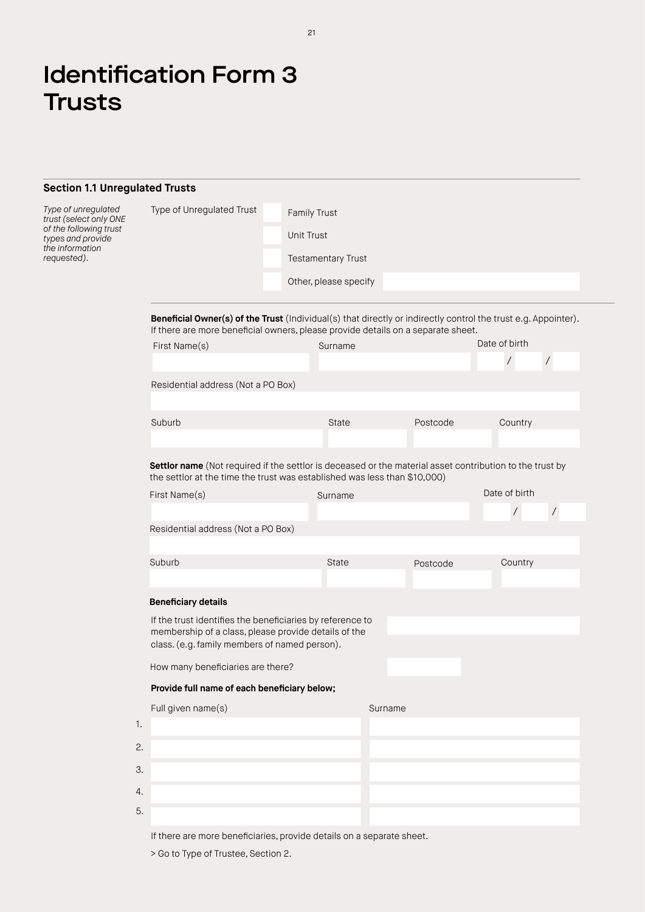# Identification Form 3 Trusts

## Section 1.1 Unregulated Trusts

*Type of unregulated trust (select only ONE of the following trust types and provide the information requested).*

Type of Unregulated Trust

- ☐ Family Trust
- ☐ Unit Trust
- ☐ Testamentary Trust
- ☐ Other, please specify

**Beneficial Owner(s) of the Trust** (Individual(s) that directly or indirectly control the trust e.g. Appointer). If there are more beneficial owners, please provide details on a separate sheet.

| First Name(s) | Surname | Date of birth |
| --- | --- | --- |
| | | / / |

Residential address (Not a PO Box)

| Suburb | State | Postcode | Country |
| --- | --- | --- | --- |
| | | | |

**Settlor name** (Not required if the settlor is deceased or the material asset contribution to the trust by the settlor at the time the trust was established was less than $10,000)

| First Name(s) | Surname | Date of birth |
| --- | --- | --- |
| | | / / |

Residential address (Not a PO Box)

| Suburb | State | Postcode | Country |
| --- | --- | --- | --- |
| | | | |

**Beneficiary details**

If the trust identifies the beneficiaries by reference to membership of a class, please provide details of the class. (e.g. family members of named person).

How many beneficiaries are there?

**Provide full name of each beneficiary below;**

| | Full given name(s) | Surname |
| --- | --- | --- |
| 1. | | |
| 2. | | |
| 3. | | |
| 4. | | |
| 5. | | |

If there are more beneficiaries, provide details on a separate sheet.

> Go to Type of Trustee, Section 2.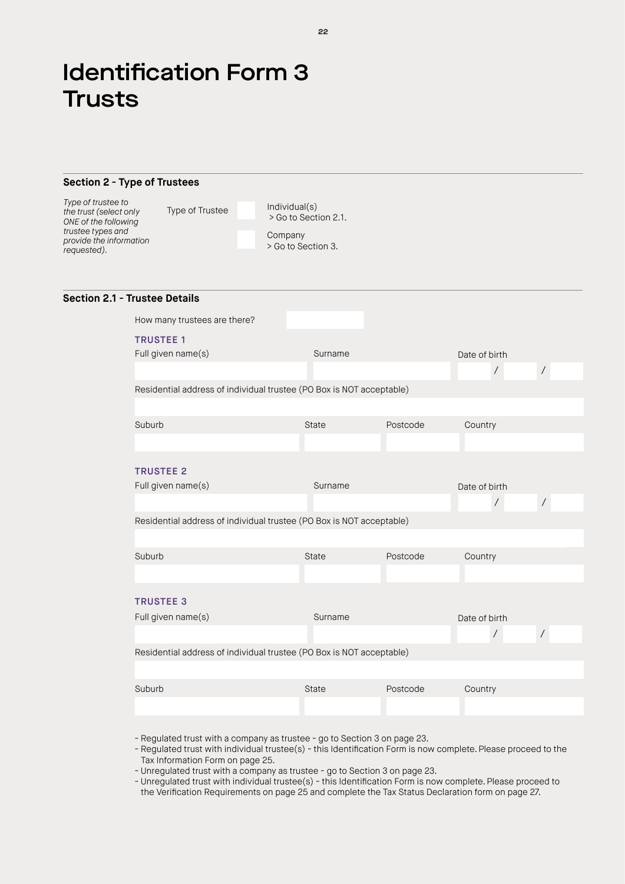# Identification Form 3 Trusts

## Section 2 - Type of Trustees

*Type of trustee to the trust (select only ONE of the following trustee types and provide the information requested).*

Type of Trustee

- ☐ Individual(s) > Go to Section 2.1.
- ☐ Company > Go to Section 3.

## Section 2.1 - Trustee Details

How many trustees are there?

**TRUSTEE 1**

| Full given name(s) | Surname | Date of birth |
|---|---|---|
| | | / / |

Residential address of individual trustee (PO Box is NOT acceptable)

| Suburb | State | Postcode | Country |
|---|---|---|---|
| | | | |

**TRUSTEE 2**

| Full given name(s) | Surname | Date of birth |
|---|---|---|
| | | / / |

Residential address of individual trustee (PO Box is NOT acceptable)

| Suburb | State | Postcode | Country |
|---|---|---|---|
| | | | |

**TRUSTEE 3**

| Full given name(s) | Surname | Date of birth |
|---|---|---|
| | | / / |

Residential address of individual trustee (PO Box is NOT acceptable)

| Suburb | State | Postcode | Country |
|---|---|---|---|
| | | | |

- Regulated trust with a company as trustee - go to Section 3 on page 23.
- Regulated trust with individual trustee(s) - this Identification Form is now complete. Please proceed to the Tax Information Form on page 25.
- Unregulated trust with a company as trustee - go to Section 3 on page 23.
- Unregulated trust with individual trustee(s) - this Identification Form is now complete. Please proceed to the Verification Requirements on page 25 and complete the Tax Status Declaration form on page 27.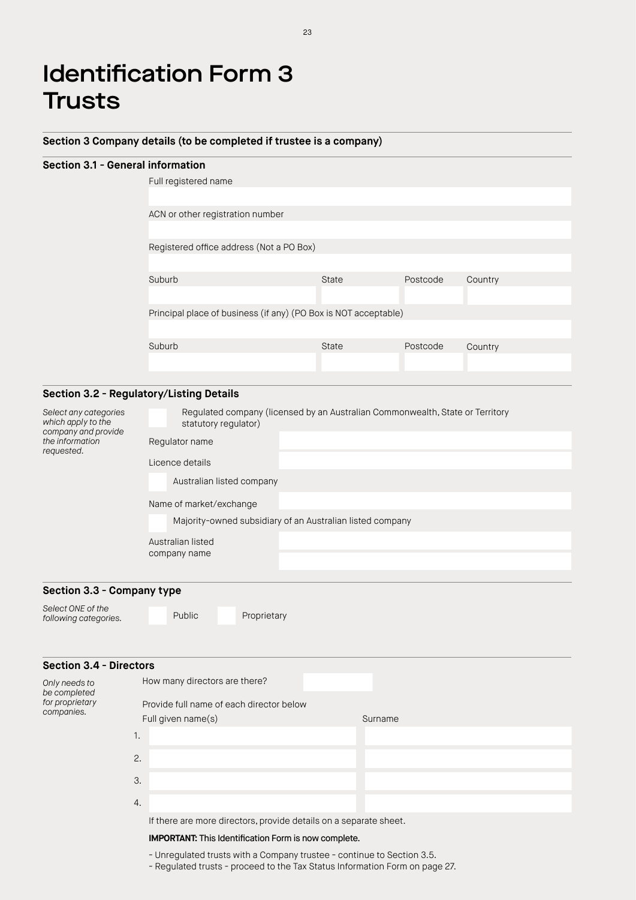# Identification Form 3 Trusts

## Section 3 Company details (to be completed if trustee is a company)

### Section 3.1 - General information

Full registered name

ACN or other registration number

Registered office address (Not a PO Box)

| Suburb | State | Postcode | Country |
|---|---|---|---|
| | | | |

Principal place of business (if any) (PO Box is NOT acceptable)

| Suburb | State | Postcode | Country |
|---|---|---|---|
| | | | |

### Section 3.2 - Regulatory/Listing Details

*Select any categories which apply to the company and provide the information requested.*

☐ Regulated company (licensed by an Australian Commonwealth, State or Territory statutory regulator)

Regulator name

Licence details

☐ Australian listed company

Name of market/exchange

☐ Majority-owned subsidiary of an Australian listed company

Australian listed company name

### Section 3.3 - Company type

*Select ONE of the following categories.*

☐ Public ☐ Proprietary

### Section 3.4 - Directors

*Only needs to be completed for proprietary companies.*

How many directors are there?

Provide full name of each director below

| | Full given name(s) | Surname |
|---|---|---|
| 1. | | |
| 2. | | |
| 3. | | |
| 4. | | |

If there are more directors, provide details on a separate sheet.

**IMPORTANT:** This Identification Form is now complete.

- Unregulated trusts with a Company trustee - continue to Section 3.5.
- Regulated trusts - proceed to the Tax Status Information Form on page 27.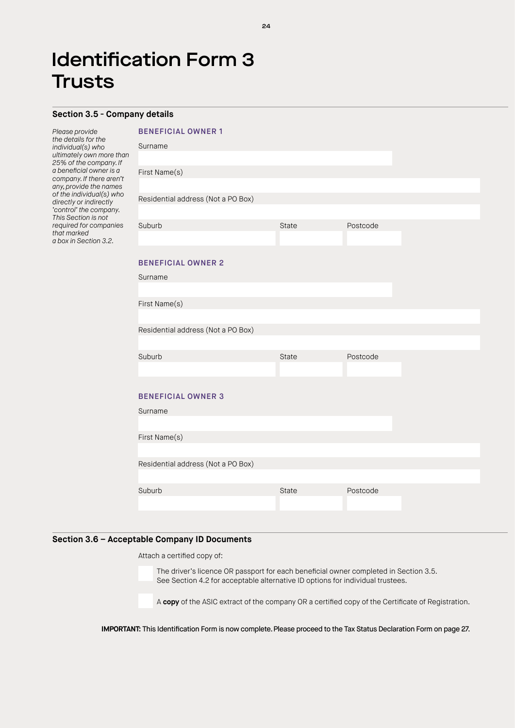# Identification Form 3 Trusts

## Section 3.5 - Company details

*Please provide the details for the individual(s) who ultimately own more than 25% of the company. If a beneficial owner is a company. If there aren't any, provide the names of the individual(s) who directly or indirectly 'control' the company. This Section is not required for companies that marked a box in Section 3.2.*

### BENEFICIAL OWNER 1

Surname

First Name(s)

Residential address (Not a PO Box)

| Suburb | State | Postcode |
|---|---|---|
| | | |

### BENEFICIAL OWNER 2

Surname

First Name(s)

Residential address (Not a PO Box)

| Suburb | State | Postcode |
|---|---|---|
| | | |

### BENEFICIAL OWNER 3

Surname

First Name(s)

Residential address (Not a PO Box)

| Suburb | State | Postcode |
|---|---|---|
| | | |

## Section 3.6 – Acceptable Company ID Documents

Attach a certified copy of:

- ☐ The driver's licence OR passport for each beneficial owner completed in Section 3.5. See Section 4.2 for acceptable alternative ID options for individual trustees.
- ☐ A **copy** of the ASIC extract of the company OR a certified copy of the Certificate of Registration.

**IMPORTANT:** This Identification Form is now complete. Please proceed to the Tax Status Declaration Form on page 27.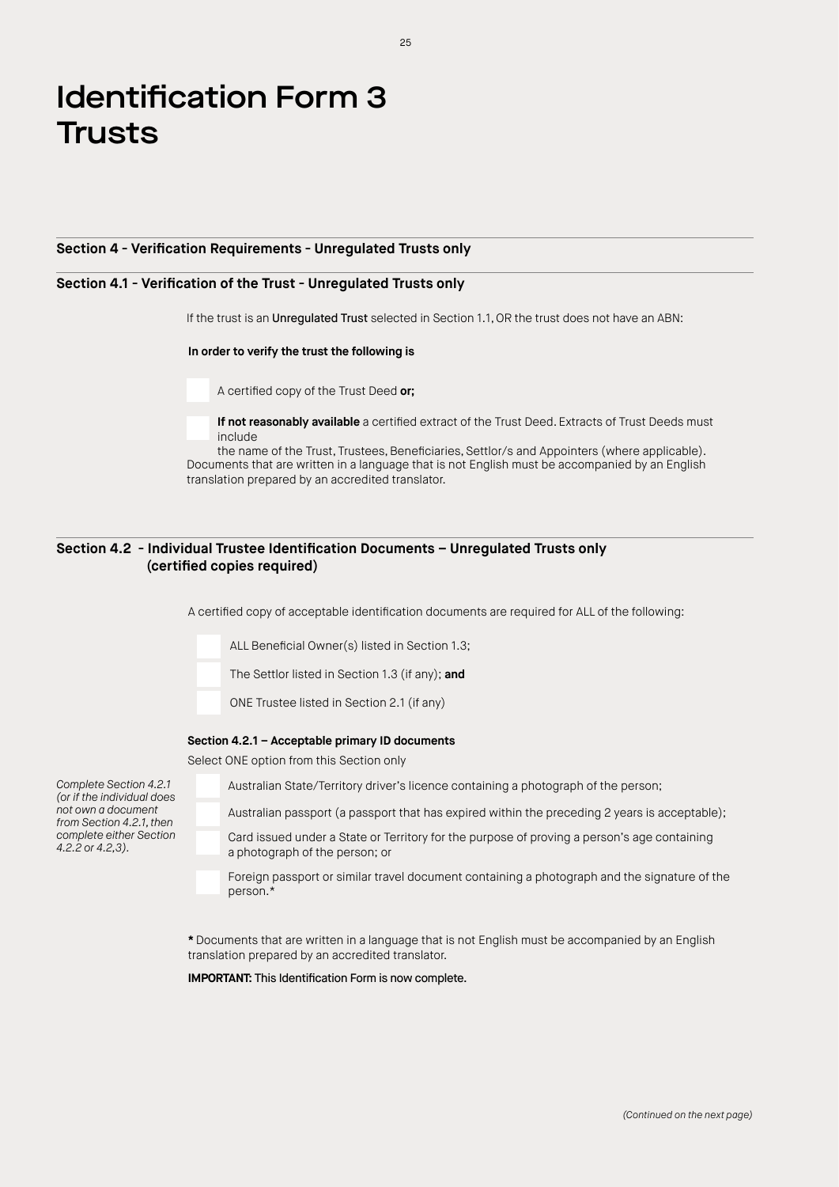# Identification Form 3 Trusts

## Section 4 - Verification Requirements - Unregulated Trusts only

### Section 4.1 - Verification of the Trust - Unregulated Trusts only

If the trust is an Unregulated Trust selected in Section 1.1, OR the trust does not have an ABN:

**In order to verify the trust the following is**

- ☐ A certified copy of the Trust Deed **or;**
- ☐ **If not reasonably available** a certified extract of the Trust Deed. Extracts of Trust Deeds must include the name of the Trust, Trustees, Beneficiaries, Settlor/s and Appointers (where applicable).

Documents that are written in a language that is not English must be accompanied by an English translation prepared by an accredited translator.

### Section 4.2 - Individual Trustee Identification Documents – Unregulated Trusts only (certified copies required)

A certified copy of acceptable identification documents are required for ALL of the following:

- ☐ ALL Beneficial Owner(s) listed in Section 1.3;
- ☐ The Settlor listed in Section 1.3 (if any); **and**
- ☐ ONE Trustee listed in Section 2.1 (if any)

#### Section 4.2.1 – Acceptable primary ID documents

*Complete Section 4.2.1 (or if the individual does not own a document from Section 4.2.1, then complete either Section 4.2.2 or 4.2,3).*

Select ONE option from this Section only

- ☐ Australian State/Territory driver's licence containing a photograph of the person;
- ☐ Australian passport (a passport that has expired within the preceding 2 years is acceptable);
- ☐ Card issued under a State or Territory for the purpose of proving a person's age containing a photograph of the person; or
- ☐ Foreign passport or similar travel document containing a photograph and the signature of the person.*

**\*** Documents that are written in a language that is not English must be accompanied by an English translation prepared by an accredited translator.

**IMPORTANT:** This Identification Form is now complete.

*(Continued on the next page)*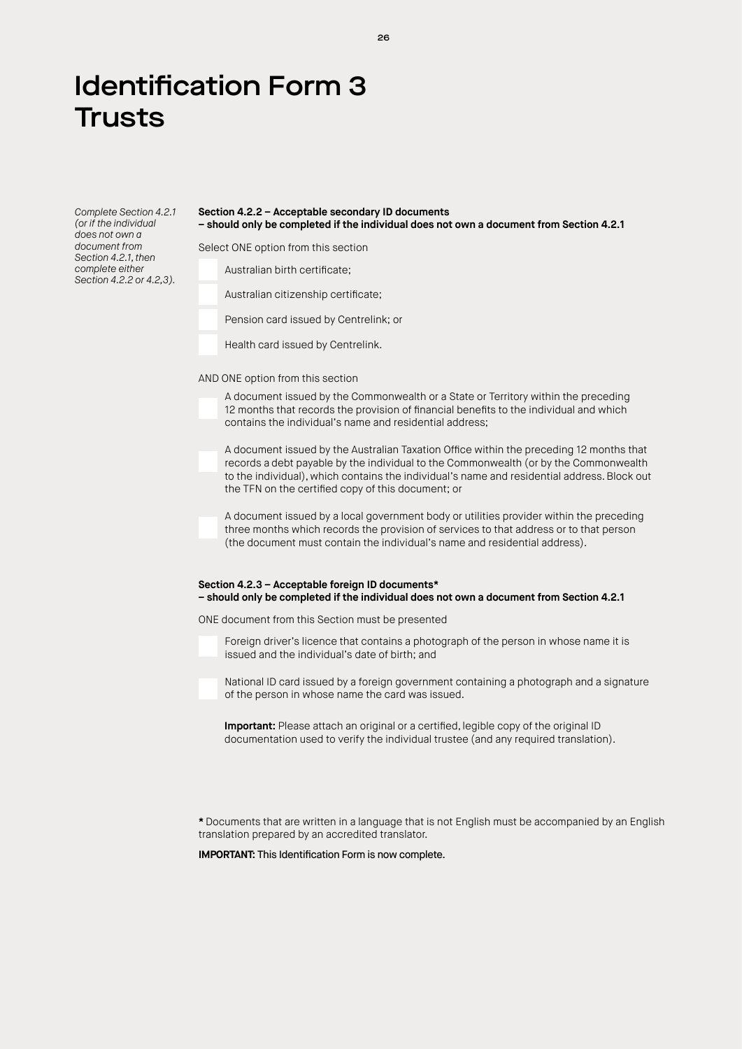# Identification Form 3 Trusts

*Complete Section 4.2.1 (or if the individual does not own a document from Section 4.2.1, then complete either Section 4.2.2 or 4.2,3).*

**Section 4.2.2 – Acceptable secondary ID documents – should only be completed if the individual does not own a document from Section 4.2.1**

Select ONE option from this section

- [ ] Australian birth certificate;
- [ ] Australian citizenship certificate;
- [ ] Pension card issued by Centrelink; or
- [ ] Health card issued by Centrelink.

AND ONE option from this section

- [ ] A document issued by the Commonwealth or a State or Territory within the preceding 12 months that records the provision of financial benefits to the individual and which contains the individual's name and residential address;
- [ ] A document issued by the Australian Taxation Office within the preceding 12 months that records a debt payable by the individual to the Commonwealth (or by the Commonwealth to the individual), which contains the individual's name and residential address. Block out the TFN on the certified copy of this document; or
- [ ] A document issued by a local government body or utilities provider within the preceding three months which records the provision of services to that address or to that person (the document must contain the individual's name and residential address).

**Section 4.2.3 – Acceptable foreign ID documents* – should only be completed if the individual does not own a document from Section 4.2.1**

ONE document from this Section must be presented

- [ ] Foreign driver's licence that contains a photograph of the person in whose name it is issued and the individual's date of birth; and
- [ ] National ID card issued by a foreign government containing a photograph and a signature of the person in whose name the card was issued.

**Important:** Please attach an original or a certified, legible copy of the original ID documentation used to verify the individual trustee (and any required translation).

**\*** Documents that are written in a language that is not English must be accompanied by an English translation prepared by an accredited translator.

**IMPORTANT:** This Identification Form is now complete.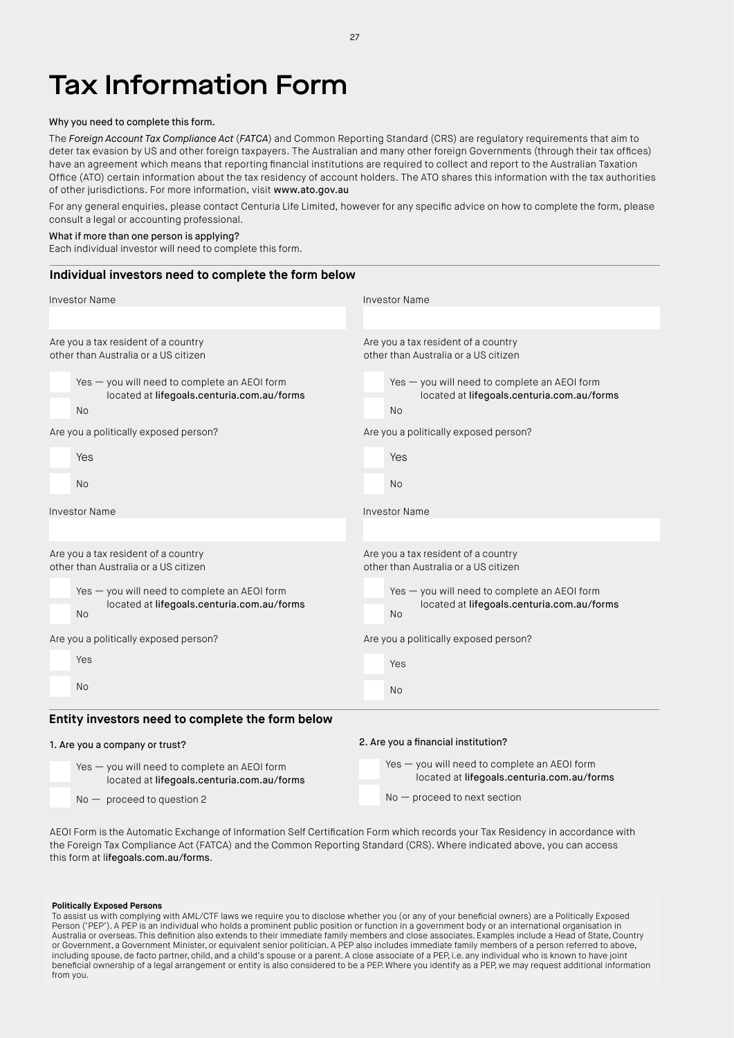# Tax Information Form

**Why you need to complete this form.**

The *Foreign Account Tax Compliance Act* (*FATCA*) and Common Reporting Standard (CRS) are regulatory requirements that aim to deter tax evasion by US and other foreign taxpayers. The Australian and many other foreign Governments (through their tax offices) have an agreement which means that reporting financial institutions are required to collect and report to the Australian Taxation Office (ATO) certain information about the tax residency of account holders. The ATO shares this information with the tax authorities of other jurisdictions. For more information, visit www.ato.gov.au

For any general enquiries, please contact Centuria Life Limited, however for any specific advice on how to complete the form, please consult a legal or accounting professional.

**What if more than one person is applying?**
Each individual investor will need to complete this form.

## Individual investors need to complete the form below

Investor Name

Are you a tax resident of a country other than Australia or a US citizen

- [ ] Yes — you will need to complete an AEOI form located at lifegoals.centuria.com.au/forms
- [ ] No

Are you a politically exposed person?

- [ ] Yes
- [ ] No

Investor Name

Are you a tax resident of a country other than Australia or a US citizen

- [ ] Yes — you will need to complete an AEOI form located at lifegoals.centuria.com.au/forms
- [ ] No

Are you a politically exposed person?

- [ ] Yes
- [ ] No

Investor Name

Are you a tax resident of a country other than Australia or a US citizen

- [ ] Yes — you will need to complete an AEOI form located at lifegoals.centuria.com.au/forms
- [ ] No

Are you a politically exposed person?

- [ ] Yes
- [ ] No

Investor Name

Are you a tax resident of a country other than Australia or a US citizen

- [ ] Yes — you will need to complete an AEOI form located at lifegoals.centuria.com.au/forms
- [ ] No

Are you a politically exposed person?

- [ ] Yes
- [ ] No

## Entity investors need to complete the form below

1. Are you a company or trust?

- [ ] Yes — you will need to complete an AEOI form located at lifegoals.centuria.com.au/forms
- [ ] No — proceed to question 2

2. Are you a financial institution?

- [ ] Yes — you will need to complete an AEOI form located at lifegoals.centuria.com.au/forms
- [ ] No — proceed to next section

AEOI Form is the Automatic Exchange of Information Self Certification Form which records your Tax Residency in accordance with the Foreign Tax Compliance Act (FATCA) and the Common Reporting Standard (CRS). Where indicated above, you can access this form at lifegoals.com.au/forms.

**Politically Exposed Persons**
To assist us with complying with AML/CTF laws we require you to disclose whether you (or any of your beneficial owners) are a Politically Exposed Person ('PEP'). A PEP is an individual who holds a prominent public position or function in a government body or an international organisation in Australia or overseas. This definition also extends to their immediate family members and close associates. Examples include a Head of State, Country or Government, a Government Minister, or equivalent senior politician. A PEP also includes immediate family members of a person referred to above, including spouse, de facto partner, child, and a child's spouse or a parent. A close associate of a PEP, i.e. any individual who is known to have joint beneficial ownership of a legal arrangement or entity is also considered to be a PEP. Where you identify as a PEP, we may request additional information from you.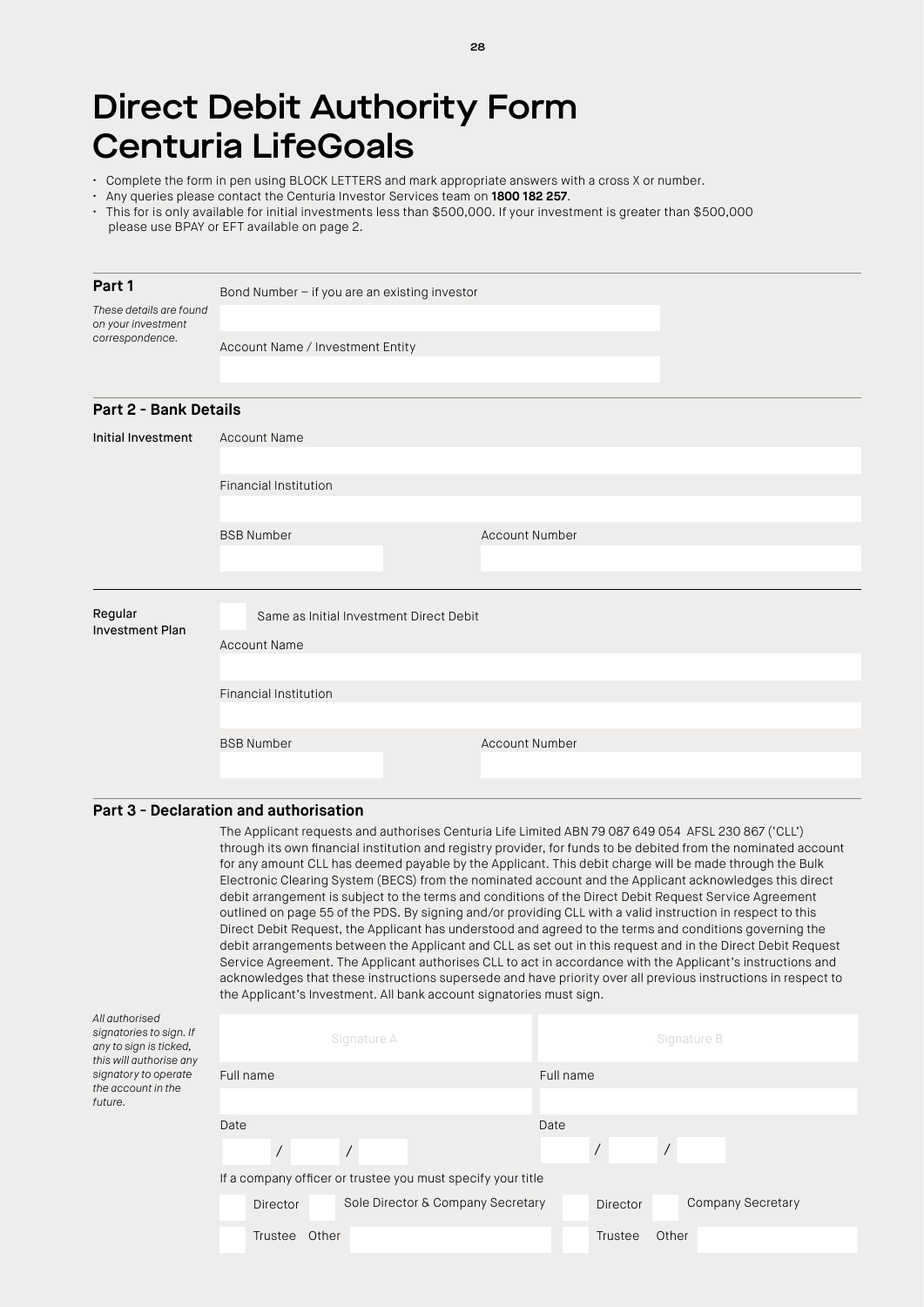# Direct Debit Authority Form Centuria LifeGoals

- Complete the form in pen using BLOCK LETTERS and mark appropriate answers with a cross X or number.
- Any queries please contact the Centuria Investor Services team on **1800 182 257**.
- This for is only available for initial investments less than $500,000. If your investment is greater than $500,000 please use BPAY or EFT available on page 2.

## Part 1

*These details are found on your investment correspondence.*

Bond Number – if you are an existing investor

Account Name / Investment Entity

## Part 2 - Bank Details

**Initial Investment**

Account Name

Financial Institution

BSB Number

Account Number

**Regular Investment Plan**

☐ Same as Initial Investment Direct Debit

Account Name

Financial Institution

BSB Number

Account Number

## Part 3 - Declaration and authorisation

The Applicant requests and authorises Centuria Life Limited ABN 79 087 649 054 AFSL 230 867 ('CLL') through its own financial institution and registry provider, for funds to be debited from the nominated account for any amount CLL has deemed payable by the Applicant. This debit charge will be made through the Bulk Electronic Clearing System (BECS) from the nominated account and the Applicant acknowledges this direct debit arrangement is subject to the terms and conditions of the Direct Debit Request Service Agreement outlined on page 55 of the PDS. By signing and/or providing CLL with a valid instruction in respect to this Direct Debit Request, the Applicant has understood and agreed to the terms and conditions governing the debit arrangements between the Applicant and CLL as set out in this request and in the Direct Debit Request Service Agreement. The Applicant authorises CLL to act in accordance with the Applicant's instructions and acknowledges that these instructions supersede and have priority over all previous instructions in respect to the Applicant's Investment. All bank account signatories must sign.

*All authorised signatories to sign. If any to sign is ticked, this will authorise any signatory to operate the account in the future.*

| Signature A | Signature B |
|---|---|
| Full name | Full name |
| Date: / / | Date: / / |

If a company officer or trustee you must specify your title

☐ Director ☐ Sole Director & Company Secretary ☐ Director ☐ Company Secretary

☐ Trustee Other ☐ Trustee Other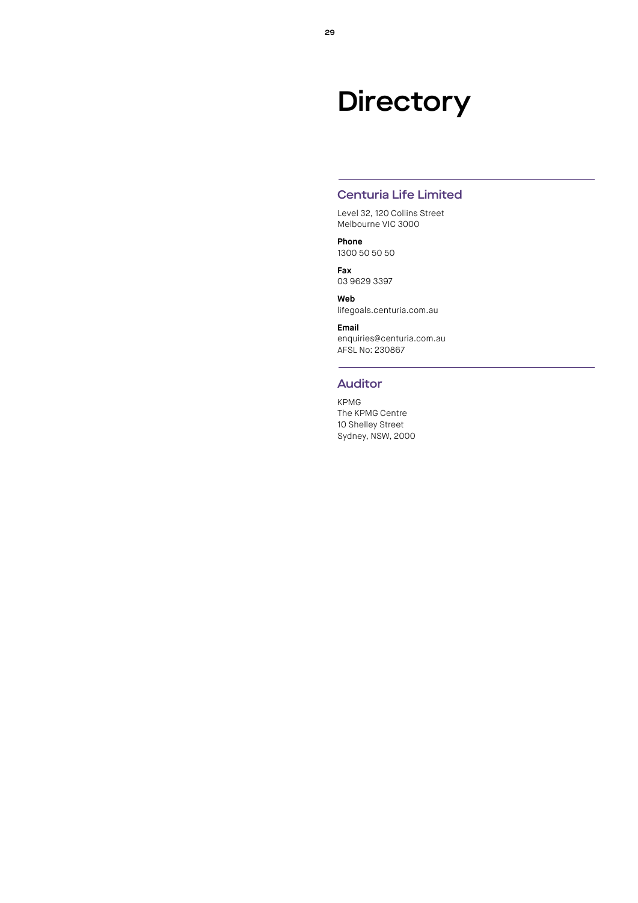# Directory

## Centuria Life Limited

Level 32, 120 Collins Street
Melbourne VIC 3000

**Phone**
1300 50 50 50

**Fax**
03 9629 3397

**Web**
lifegoals.centuria.com.au

**Email**
enquiries@centuria.com.au
AFSL No: 230867

## Auditor

KPMG
The KPMG Centre
10 Shelley Street
Sydney, NSW, 2000